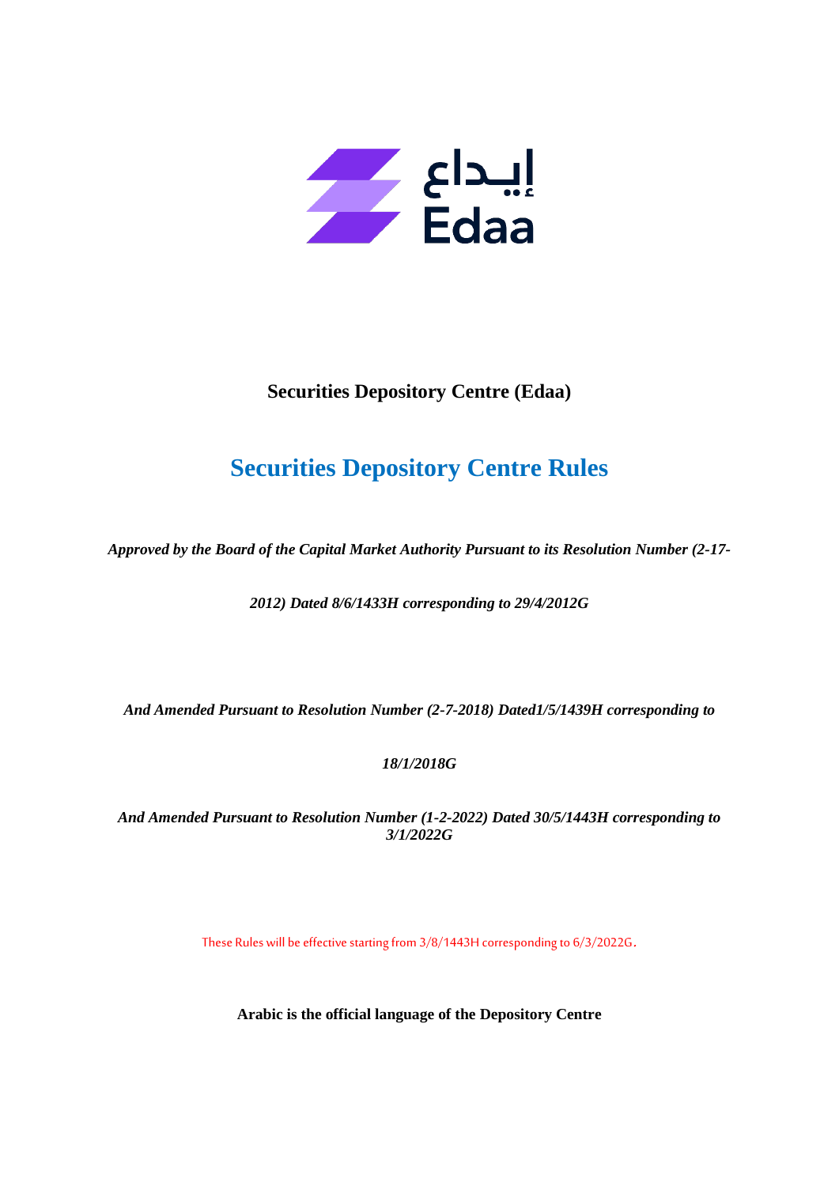إيداع
Edaa

**Securities Depository Centre (Edaa)**

# Securities Depository Centre Rules

***Approved by the Board of the Capital Market Authority Pursuant to its Resolution Number (2-17-2012) Dated 8/6/1433H corresponding to 29/4/2012G***

***And Amended Pursuant to Resolution Number (2-7-2018) Dated1/5/1439H corresponding to 18/1/2018G***

***And Amended Pursuant to Resolution Number (1-2-2022) Dated 30/5/1443H corresponding to 3/1/2022G***

These Rules will be effective starting from 3/8/1443H corresponding to 6/3/2022G.

**Arabic is the official language of the Depository Centre**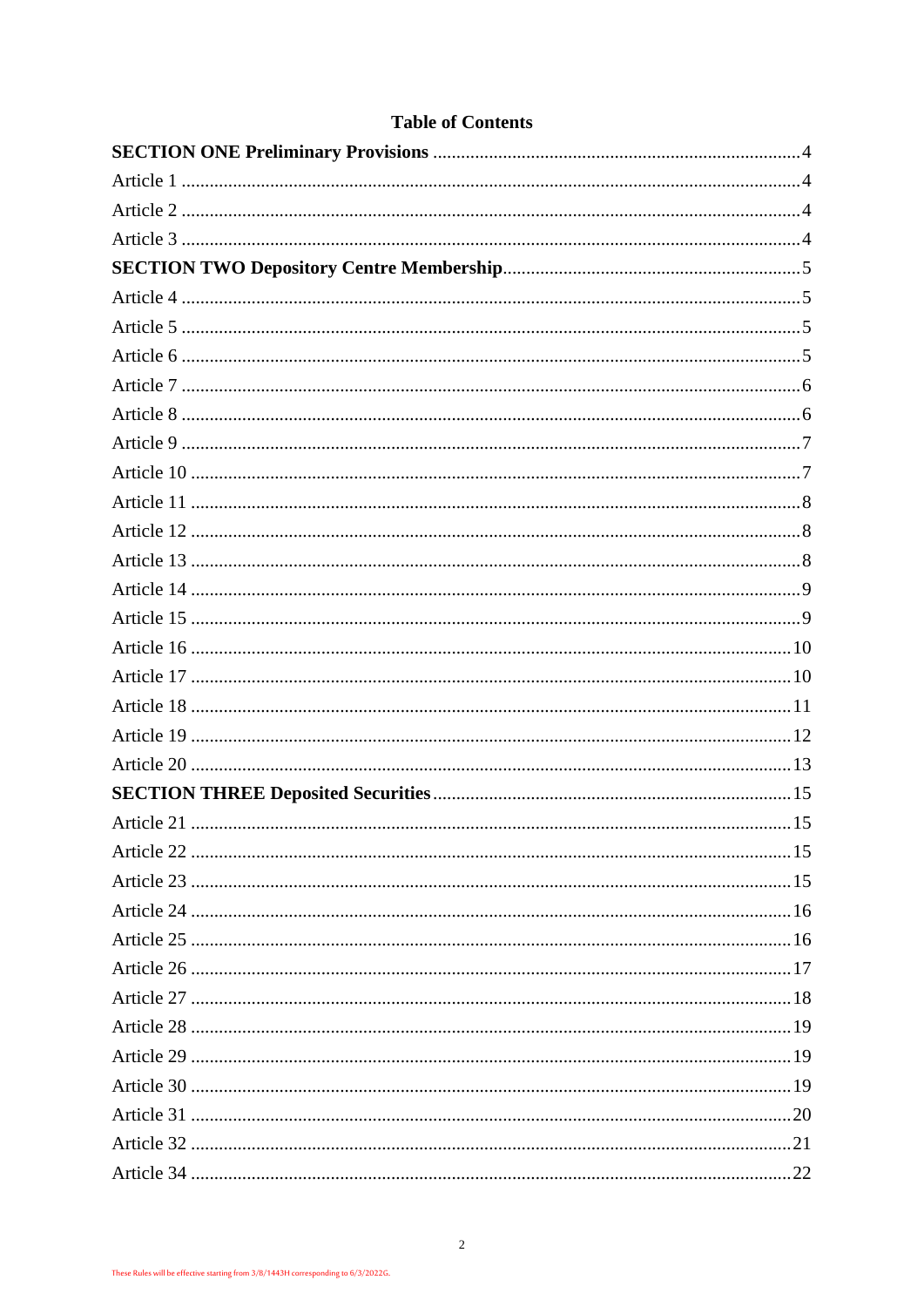# Table of Contents

**SECTION ONE Preliminary Provisions** .......... 4

Article 1 .......... 4

Article 2 .......... 4

Article 3 .......... 4

**SECTION TWO Depository Centre Membership** .......... 5

Article 4 .......... 5

Article 5 .......... 5

Article 6 .......... 5

Article 7 .......... 6

Article 8 .......... 6

Article 9 .......... 7

Article 10 .......... 7

Article 11 .......... 8

Article 12 .......... 8

Article 13 .......... 8

Article 14 .......... 9

Article 15 .......... 9

Article 16 .......... 10

Article 17 .......... 10

Article 18 .......... 11

Article 19 .......... 12

Article 20 .......... 13

**SECTION THREE Deposited Securities** .......... 15

Article 21 .......... 15

Article 22 .......... 15

Article 23 .......... 15

Article 24 .......... 16

Article 25 .......... 16

Article 26 .......... 17

Article 27 .......... 18

Article 28 .......... 19

Article 29 .......... 19

Article 30 .......... 19

Article 31 .......... 20

Article 32 .......... 21

Article 34 .......... 22

These Rules will be effective starting from 3/8/1443H corresponding to 6/3/2022G.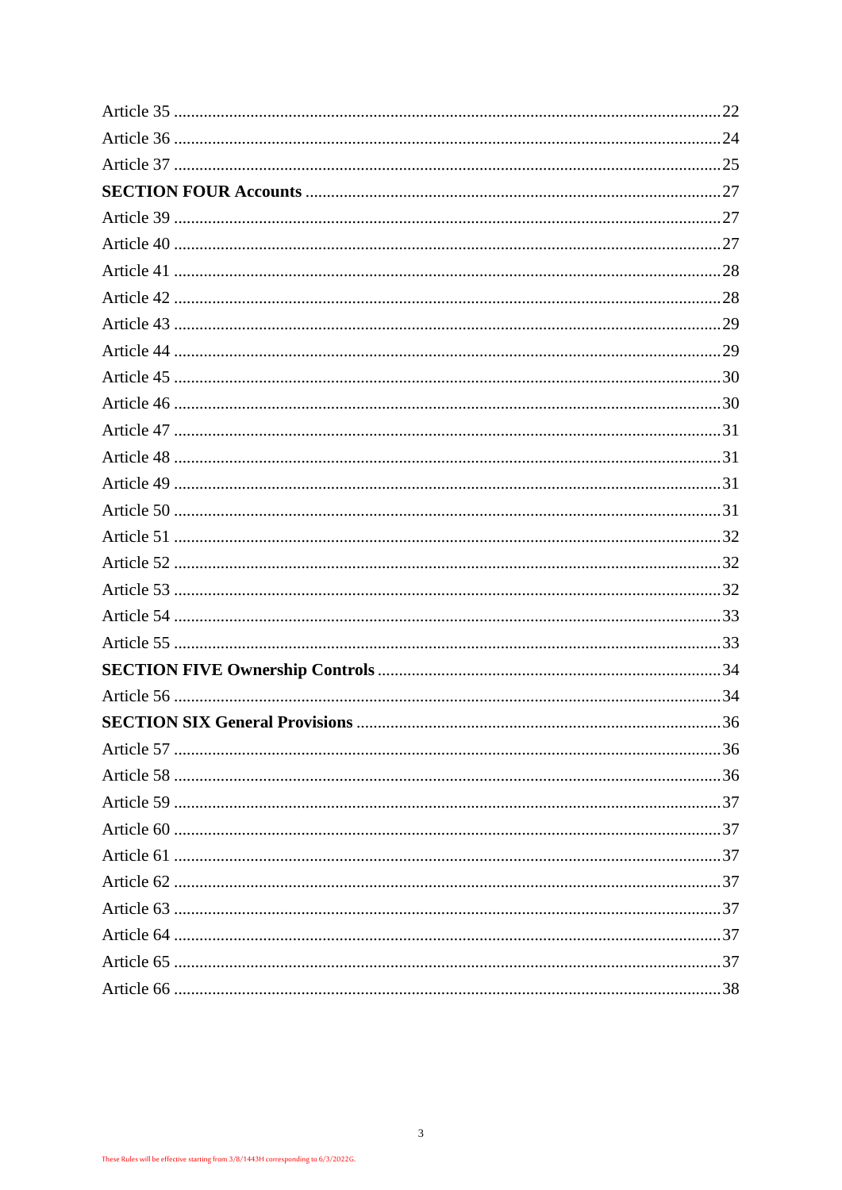Article 35 ..............................................................................................................................22
Article 36 ..............................................................................................................................24
Article 37 ..............................................................................................................................25
**SECTION FOUR Accounts** ................................................................................................27
Article 39 ..............................................................................................................................27
Article 40 ..............................................................................................................................27
Article 41 ..............................................................................................................................28
Article 42 ..............................................................................................................................28
Article 43 ..............................................................................................................................29
Article 44 ..............................................................................................................................29
Article 45 ..............................................................................................................................30
Article 46 ..............................................................................................................................30
Article 47 ..............................................................................................................................31
Article 48 ..............................................................................................................................31
Article 49 ..............................................................................................................................31
Article 50 ..............................................................................................................................31
Article 51 ..............................................................................................................................32
Article 52 ..............................................................................................................................32
Article 53 ..............................................................................................................................32
Article 54 ..............................................................................................................................33
Article 55 ..............................................................................................................................33
**SECTION FIVE Ownership Controls** ...............................................................................34
Article 56 ..............................................................................................................................34
**SECTION SIX General Provisions** ....................................................................................36
Article 57 ..............................................................................................................................36
Article 58 ..............................................................................................................................36
Article 59 ..............................................................................................................................37
Article 60 ..............................................................................................................................37
Article 61 ..............................................................................................................................37
Article 62 ..............................................................................................................................37
Article 63 ..............................................................................................................................37
Article 64 ..............................................................................................................................37
Article 65 ..............................................................................................................................37
Article 66 ..............................................................................................................................38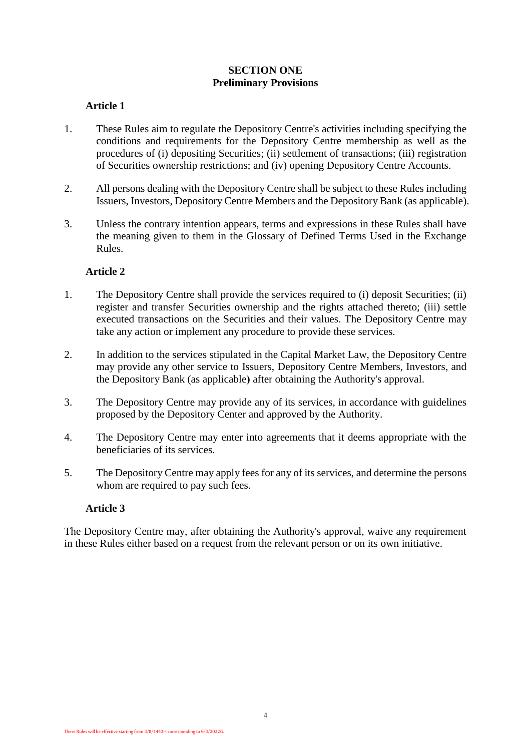## SECTION ONE
## Preliminary Provisions

### Article 1

1. These Rules aim to regulate the Depository Centre's activities including specifying the conditions and requirements for the Depository Centre membership as well as the procedures of (i) depositing Securities; (ii) settlement of transactions; (iii) registration of Securities ownership restrictions; and (iv) opening Depository Centre Accounts.

2. All persons dealing with the Depository Centre shall be subject to these Rules including Issuers, Investors, Depository Centre Members and the Depository Bank (as applicable).

3. Unless the contrary intention appears, terms and expressions in these Rules shall have the meaning given to them in the Glossary of Defined Terms Used in the Exchange Rules.

### Article 2

1. The Depository Centre shall provide the services required to (i) deposit Securities; (ii) register and transfer Securities ownership and the rights attached thereto; (iii) settle executed transactions on the Securities and their values. The Depository Centre may take any action or implement any procedure to provide these services.

2. In addition to the services stipulated in the Capital Market Law, the Depository Centre may provide any other service to Issuers, Depository Centre Members, Investors, and the Depository Bank (as applicable) after obtaining the Authority's approval.

3. The Depository Centre may provide any of its services, in accordance with guidelines proposed by the Depository Center and approved by the Authority.

4. The Depository Centre may enter into agreements that it deems appropriate with the beneficiaries of its services.

5. The Depository Centre may apply fees for any of its services, and determine the persons whom are required to pay such fees.

### Article 3

The Depository Centre may, after obtaining the Authority's approval, waive any requirement in these Rules either based on a request from the relevant person or on its own initiative.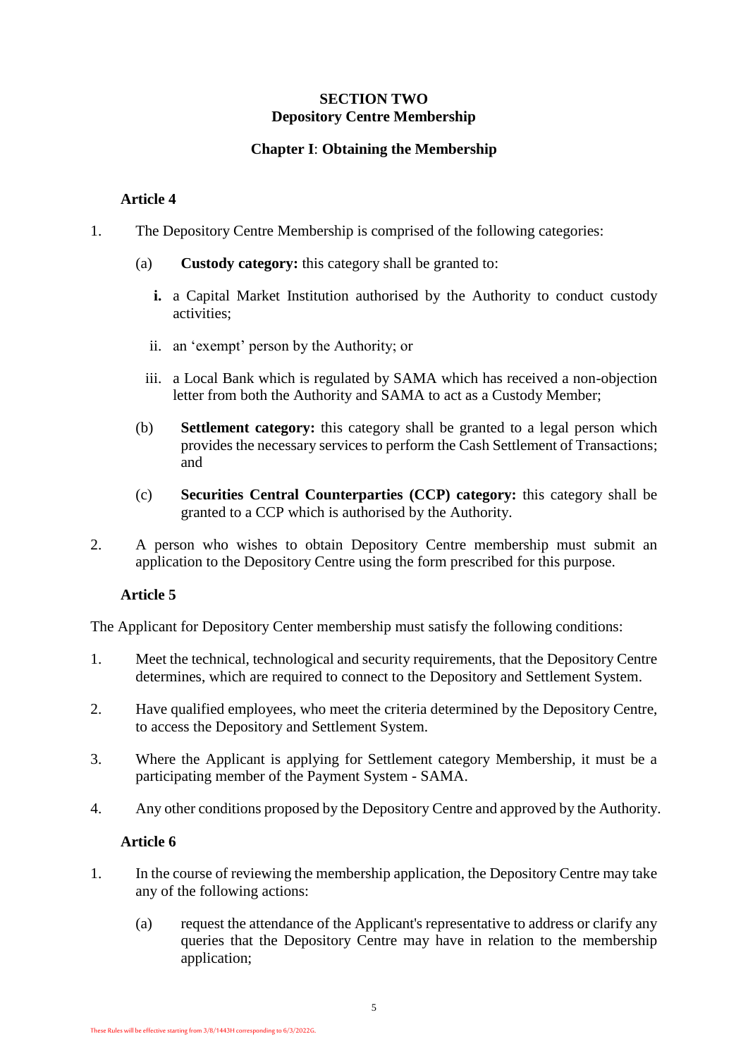## SECTION TWO
## Depository Centre Membership

### Chapter I: Obtaining the Membership

#### Article 4

1. The Depository Centre Membership is comprised of the following categories:

   (a) **Custody category:** this category shall be granted to:

      **i.** a Capital Market Institution authorised by the Authority to conduct custody activities;

      ii. an 'exempt' person by the Authority; or

      iii. a Local Bank which is regulated by SAMA which has received a non-objection letter from both the Authority and SAMA to act as a Custody Member;

   (b) **Settlement category:** this category shall be granted to a legal person which provides the necessary services to perform the Cash Settlement of Transactions; and

   (c) **Securities Central Counterparties (CCP) category:** this category shall be granted to a CCP which is authorised by the Authority.

2. A person who wishes to obtain Depository Centre membership must submit an application to the Depository Centre using the form prescribed for this purpose.

#### Article 5

The Applicant for Depository Center membership must satisfy the following conditions:

1. Meet the technical, technological and security requirements, that the Depository Centre determines, which are required to connect to the Depository and Settlement System.

2. Have qualified employees, who meet the criteria determined by the Depository Centre, to access the Depository and Settlement System.

3. Where the Applicant is applying for Settlement category Membership, it must be a participating member of the Payment System - SAMA.

4. Any other conditions proposed by the Depository Centre and approved by the Authority.

#### Article 6

1. In the course of reviewing the membership application, the Depository Centre may take any of the following actions:

   (a) request the attendance of the Applicant's representative to address or clarify any queries that the Depository Centre may have in relation to the membership application;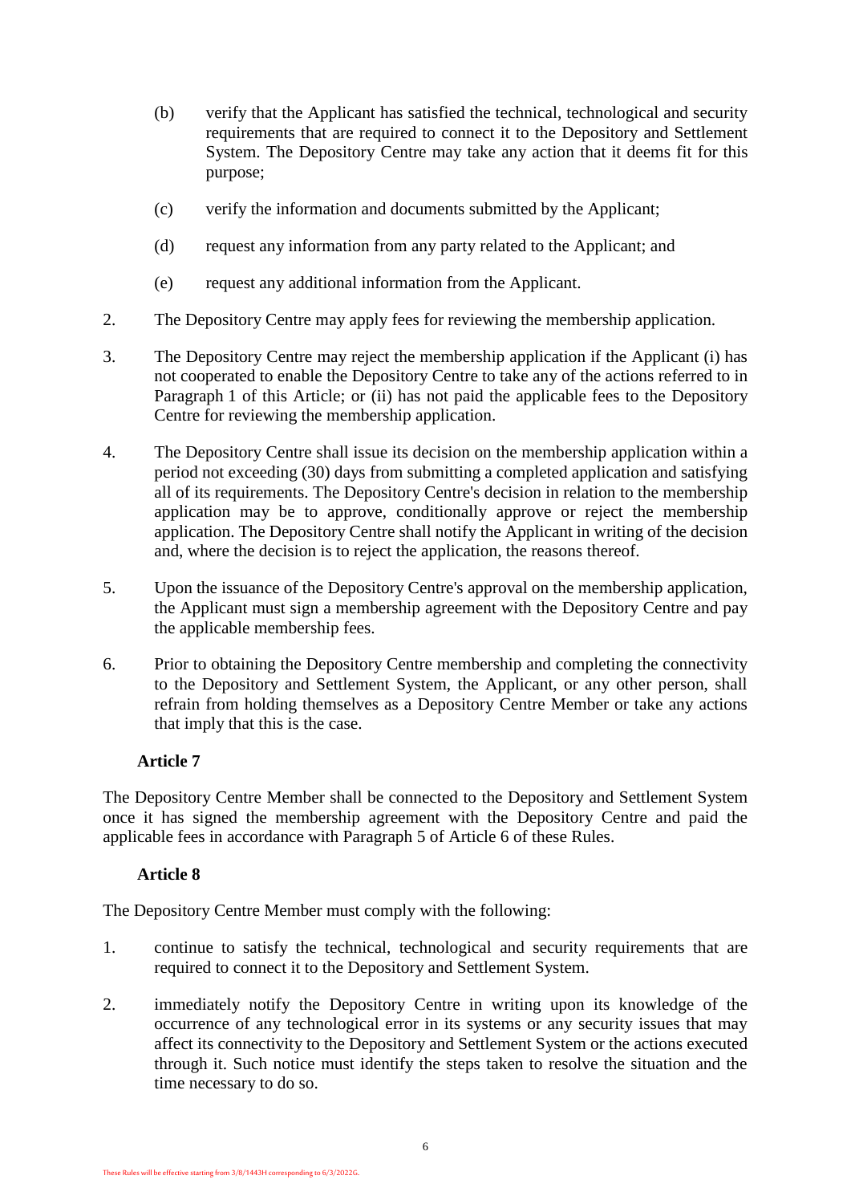(b) verify that the Applicant has satisfied the technical, technological and security requirements that are required to connect it to the Depository and Settlement System. The Depository Centre may take any action that it deems fit for this purpose;

(c) verify the information and documents submitted by the Applicant;

(d) request any information from any party related to the Applicant; and

(e) request any additional information from the Applicant.

2. The Depository Centre may apply fees for reviewing the membership application.

3. The Depository Centre may reject the membership application if the Applicant (i) has not cooperated to enable the Depository Centre to take any of the actions referred to in Paragraph 1 of this Article; or (ii) has not paid the applicable fees to the Depository Centre for reviewing the membership application.

4. The Depository Centre shall issue its decision on the membership application within a period not exceeding (30) days from submitting a completed application and satisfying all of its requirements. The Depository Centre's decision in relation to the membership application may be to approve, conditionally approve or reject the membership application. The Depository Centre shall notify the Applicant in writing of the decision and, where the decision is to reject the application, the reasons thereof.

5. Upon the issuance of the Depository Centre's approval on the membership application, the Applicant must sign a membership agreement with the Depository Centre and pay the applicable membership fees.

6. Prior to obtaining the Depository Centre membership and completing the connectivity to the Depository and Settlement System, the Applicant, or any other person, shall refrain from holding themselves as a Depository Centre Member or take any actions that imply that this is the case.

**Article 7**

The Depository Centre Member shall be connected to the Depository and Settlement System once it has signed the membership agreement with the Depository Centre and paid the applicable fees in accordance with Paragraph 5 of Article 6 of these Rules.

**Article 8**

The Depository Centre Member must comply with the following:

1. continue to satisfy the technical, technological and security requirements that are required to connect it to the Depository and Settlement System.

2. immediately notify the Depository Centre in writing upon its knowledge of the occurrence of any technological error in its systems or any security issues that may affect its connectivity to the Depository and Settlement System or the actions executed through it. Such notice must identify the steps taken to resolve the situation and the time necessary to do so.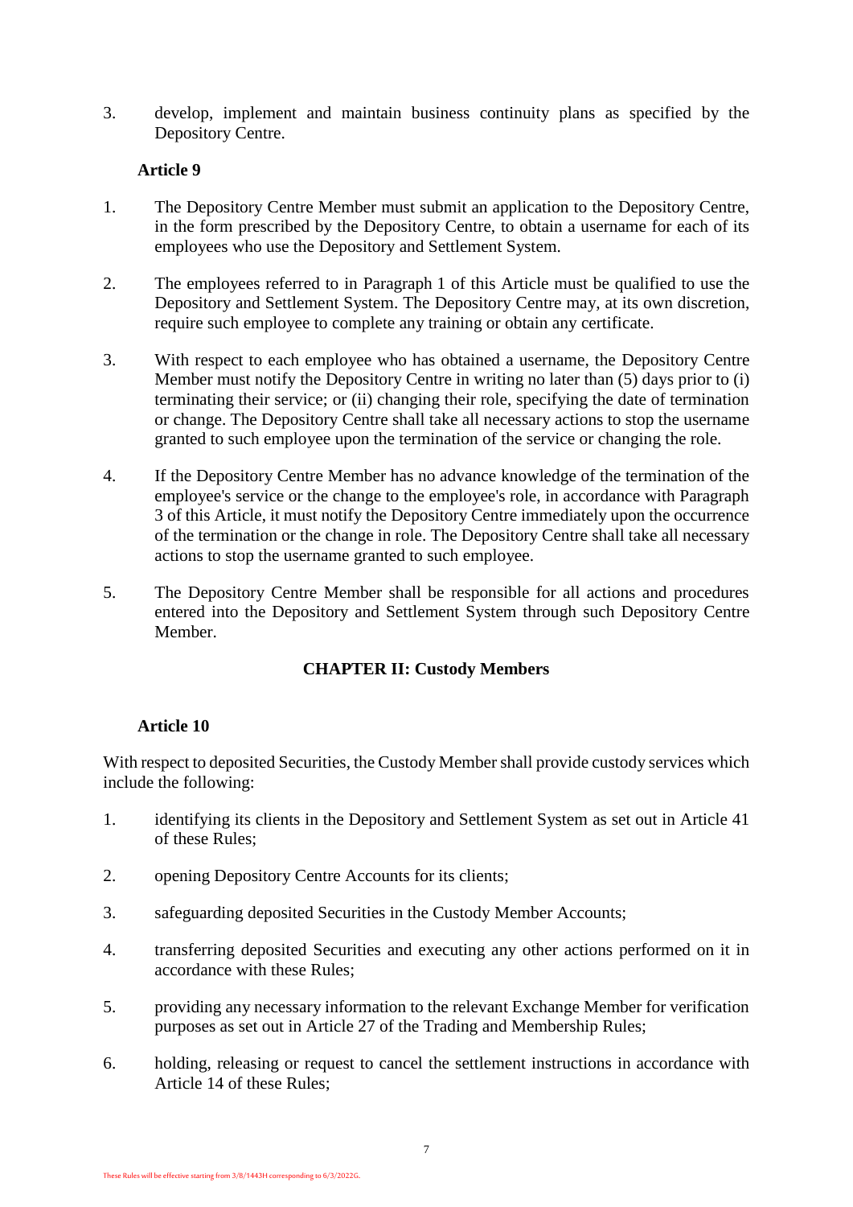3. develop, implement and maintain business continuity plans as specified by the Depository Centre.

### Article 9

1. The Depository Centre Member must submit an application to the Depository Centre, in the form prescribed by the Depository Centre, to obtain a username for each of its employees who use the Depository and Settlement System.

2. The employees referred to in Paragraph 1 of this Article must be qualified to use the Depository and Settlement System. The Depository Centre may, at its own discretion, require such employee to complete any training or obtain any certificate.

3. With respect to each employee who has obtained a username, the Depository Centre Member must notify the Depository Centre in writing no later than (5) days prior to (i) terminating their service; or (ii) changing their role, specifying the date of termination or change. The Depository Centre shall take all necessary actions to stop the username granted to such employee upon the termination of the service or changing the role.

4. If the Depository Centre Member has no advance knowledge of the termination of the employee's service or the change to the employee's role, in accordance with Paragraph 3 of this Article, it must notify the Depository Centre immediately upon the occurrence of the termination or the change in role. The Depository Centre shall take all necessary actions to stop the username granted to such employee.

5. The Depository Centre Member shall be responsible for all actions and procedures entered into the Depository and Settlement System through such Depository Centre Member.

## CHAPTER II: Custody Members

### Article 10

With respect to deposited Securities, the Custody Member shall provide custody services which include the following:

1. identifying its clients in the Depository and Settlement System as set out in Article 41 of these Rules;

2. opening Depository Centre Accounts for its clients;

3. safeguarding deposited Securities in the Custody Member Accounts;

4. transferring deposited Securities and executing any other actions performed on it in accordance with these Rules;

5. providing any necessary information to the relevant Exchange Member for verification purposes as set out in Article 27 of the Trading and Membership Rules;

6. holding, releasing or request to cancel the settlement instructions in accordance with Article 14 of these Rules;

These Rules will be effective starting from 3/8/1443H corresponding to 6/3/2022G.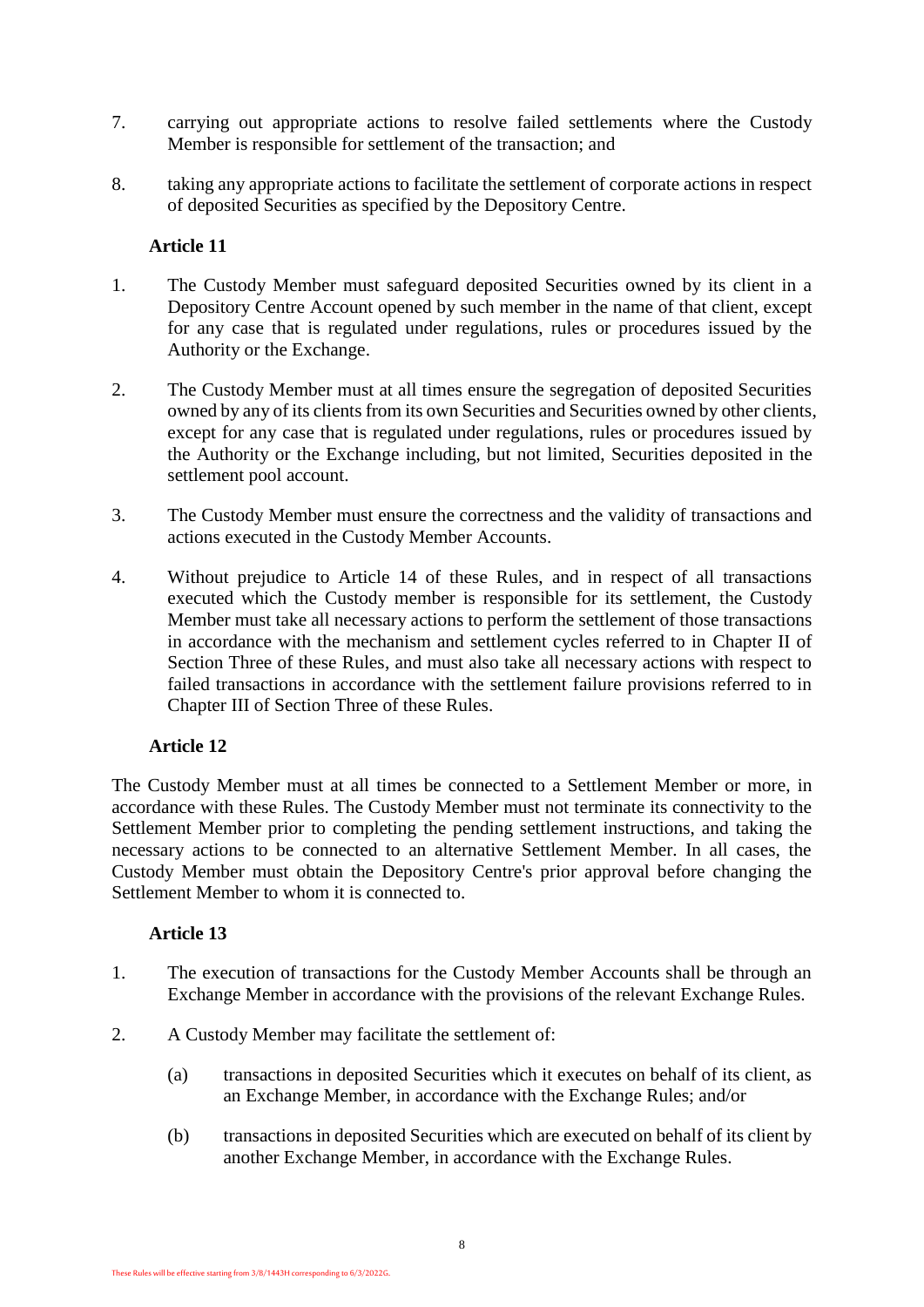7. carrying out appropriate actions to resolve failed settlements where the Custody Member is responsible for settlement of the transaction; and

8. taking any appropriate actions to facilitate the settlement of corporate actions in respect of deposited Securities as specified by the Depository Centre.

**Article 11**

1. The Custody Member must safeguard deposited Securities owned by its client in a Depository Centre Account opened by such member in the name of that client, except for any case that is regulated under regulations, rules or procedures issued by the Authority or the Exchange.

2. The Custody Member must at all times ensure the segregation of deposited Securities owned by any of its clients from its own Securities and Securities owned by other clients, except for any case that is regulated under regulations, rules or procedures issued by the Authority or the Exchange including, but not limited, Securities deposited in the settlement pool account.

3. The Custody Member must ensure the correctness and the validity of transactions and actions executed in the Custody Member Accounts.

4. Without prejudice to Article 14 of these Rules, and in respect of all transactions executed which the Custody member is responsible for its settlement, the Custody Member must take all necessary actions to perform the settlement of those transactions in accordance with the mechanism and settlement cycles referred to in Chapter II of Section Three of these Rules, and must also take all necessary actions with respect to failed transactions in accordance with the settlement failure provisions referred to in Chapter III of Section Three of these Rules.

**Article 12**

The Custody Member must at all times be connected to a Settlement Member or more, in accordance with these Rules. The Custody Member must not terminate its connectivity to the Settlement Member prior to completing the pending settlement instructions, and taking the necessary actions to be connected to an alternative Settlement Member. In all cases, the Custody Member must obtain the Depository Centre's prior approval before changing the Settlement Member to whom it is connected to.

**Article 13**

1. The execution of transactions for the Custody Member Accounts shall be through an Exchange Member in accordance with the provisions of the relevant Exchange Rules.

2. A Custody Member may facilitate the settlement of:

   (a) transactions in deposited Securities which it executes on behalf of its client, as an Exchange Member, in accordance with the Exchange Rules; and/or

   (b) transactions in deposited Securities which are executed on behalf of its client by another Exchange Member, in accordance with the Exchange Rules.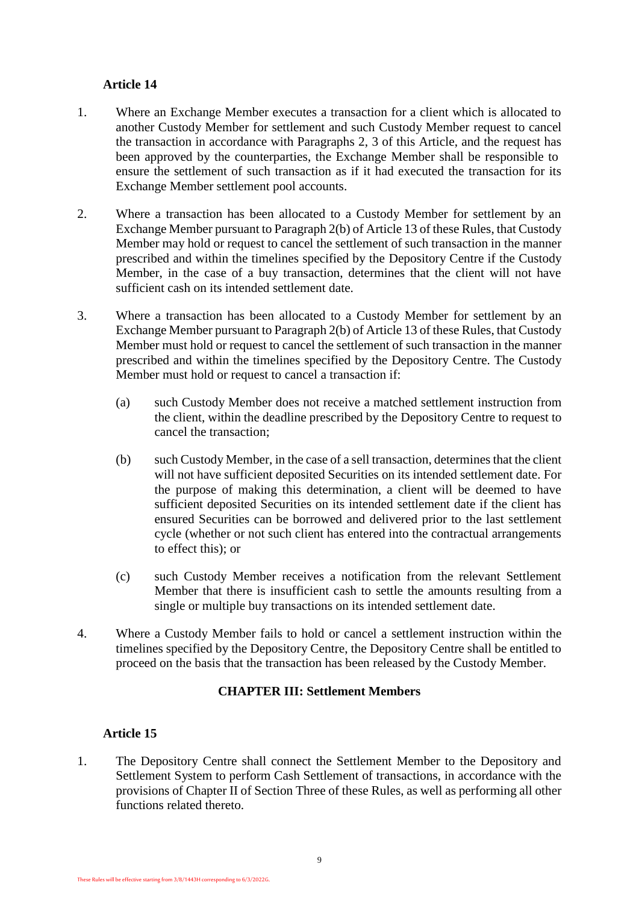### Article 14

1. Where an Exchange Member executes a transaction for a client which is allocated to another Custody Member for settlement and such Custody Member request to cancel the transaction in accordance with Paragraphs 2, 3 of this Article, and the request has been approved by the counterparties, the Exchange Member shall be responsible to ensure the settlement of such transaction as if it had executed the transaction for its Exchange Member settlement pool accounts.

2. Where a transaction has been allocated to a Custody Member for settlement by an Exchange Member pursuant to Paragraph 2(b) of Article 13 of these Rules, that Custody Member may hold or request to cancel the settlement of such transaction in the manner prescribed and within the timelines specified by the Depository Centre if the Custody Member, in the case of a buy transaction, determines that the client will not have sufficient cash on its intended settlement date.

3. Where a transaction has been allocated to a Custody Member for settlement by an Exchange Member pursuant to Paragraph 2(b) of Article 13 of these Rules, that Custody Member must hold or request to cancel the settlement of such transaction in the manner prescribed and within the timelines specified by the Depository Centre. The Custody Member must hold or request to cancel a transaction if:

   (a) such Custody Member does not receive a matched settlement instruction from the client, within the deadline prescribed by the Depository Centre to request to cancel the transaction;

   (b) such Custody Member, in the case of a sell transaction, determines that the client will not have sufficient deposited Securities on its intended settlement date. For the purpose of making this determination, a client will be deemed to have sufficient deposited Securities on its intended settlement date if the client has ensured Securities can be borrowed and delivered prior to the last settlement cycle (whether or not such client has entered into the contractual arrangements to effect this); or

   (c) such Custody Member receives a notification from the relevant Settlement Member that there is insufficient cash to settle the amounts resulting from a single or multiple buy transactions on its intended settlement date.

4. Where a Custody Member fails to hold or cancel a settlement instruction within the timelines specified by the Depository Centre, the Depository Centre shall be entitled to proceed on the basis that the transaction has been released by the Custody Member.

## CHAPTER III: Settlement Members

### Article 15

1. The Depository Centre shall connect the Settlement Member to the Depository and Settlement System to perform Cash Settlement of transactions, in accordance with the provisions of Chapter II of Section Three of these Rules, as well as performing all other functions related thereto.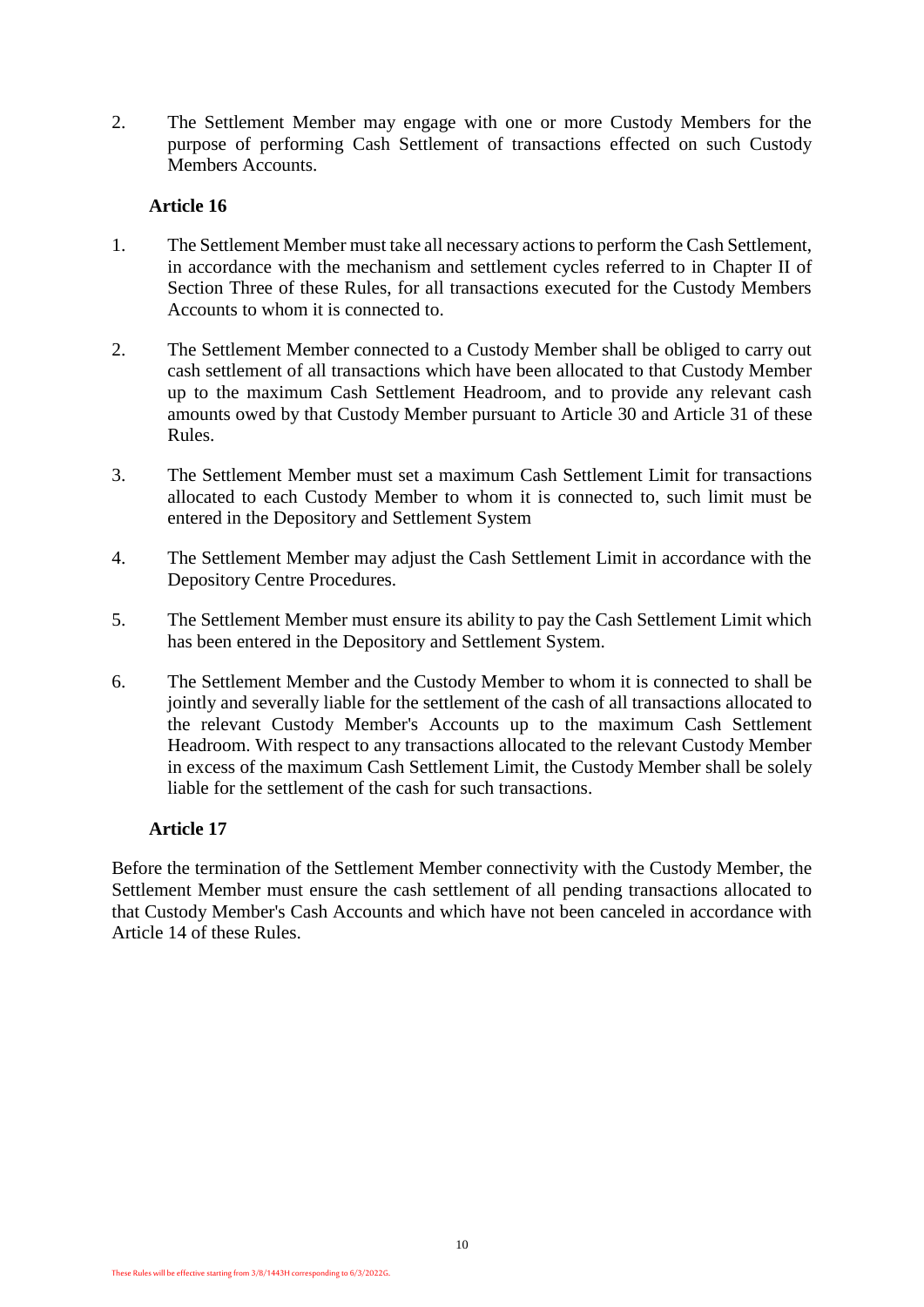2. The Settlement Member may engage with one or more Custody Members for the purpose of performing Cash Settlement of transactions effected on such Custody Members Accounts.

### Article 16

1. The Settlement Member must take all necessary actions to perform the Cash Settlement, in accordance with the mechanism and settlement cycles referred to in Chapter II of Section Three of these Rules, for all transactions executed for the Custody Members Accounts to whom it is connected to.

2. The Settlement Member connected to a Custody Member shall be obliged to carry out cash settlement of all transactions which have been allocated to that Custody Member up to the maximum Cash Settlement Headroom, and to provide any relevant cash amounts owed by that Custody Member pursuant to Article 30 and Article 31 of these Rules.

3. The Settlement Member must set a maximum Cash Settlement Limit for transactions allocated to each Custody Member to whom it is connected to, such limit must be entered in the Depository and Settlement System

4. The Settlement Member may adjust the Cash Settlement Limit in accordance with the Depository Centre Procedures.

5. The Settlement Member must ensure its ability to pay the Cash Settlement Limit which has been entered in the Depository and Settlement System.

6. The Settlement Member and the Custody Member to whom it is connected to shall be jointly and severally liable for the settlement of the cash of all transactions allocated to the relevant Custody Member's Accounts up to the maximum Cash Settlement Headroom. With respect to any transactions allocated to the relevant Custody Member in excess of the maximum Cash Settlement Limit, the Custody Member shall be solely liable for the settlement of the cash for such transactions.

### Article 17

Before the termination of the Settlement Member connectivity with the Custody Member, the Settlement Member must ensure the cash settlement of all pending transactions allocated to that Custody Member's Cash Accounts and which have not been canceled in accordance with Article 14 of these Rules.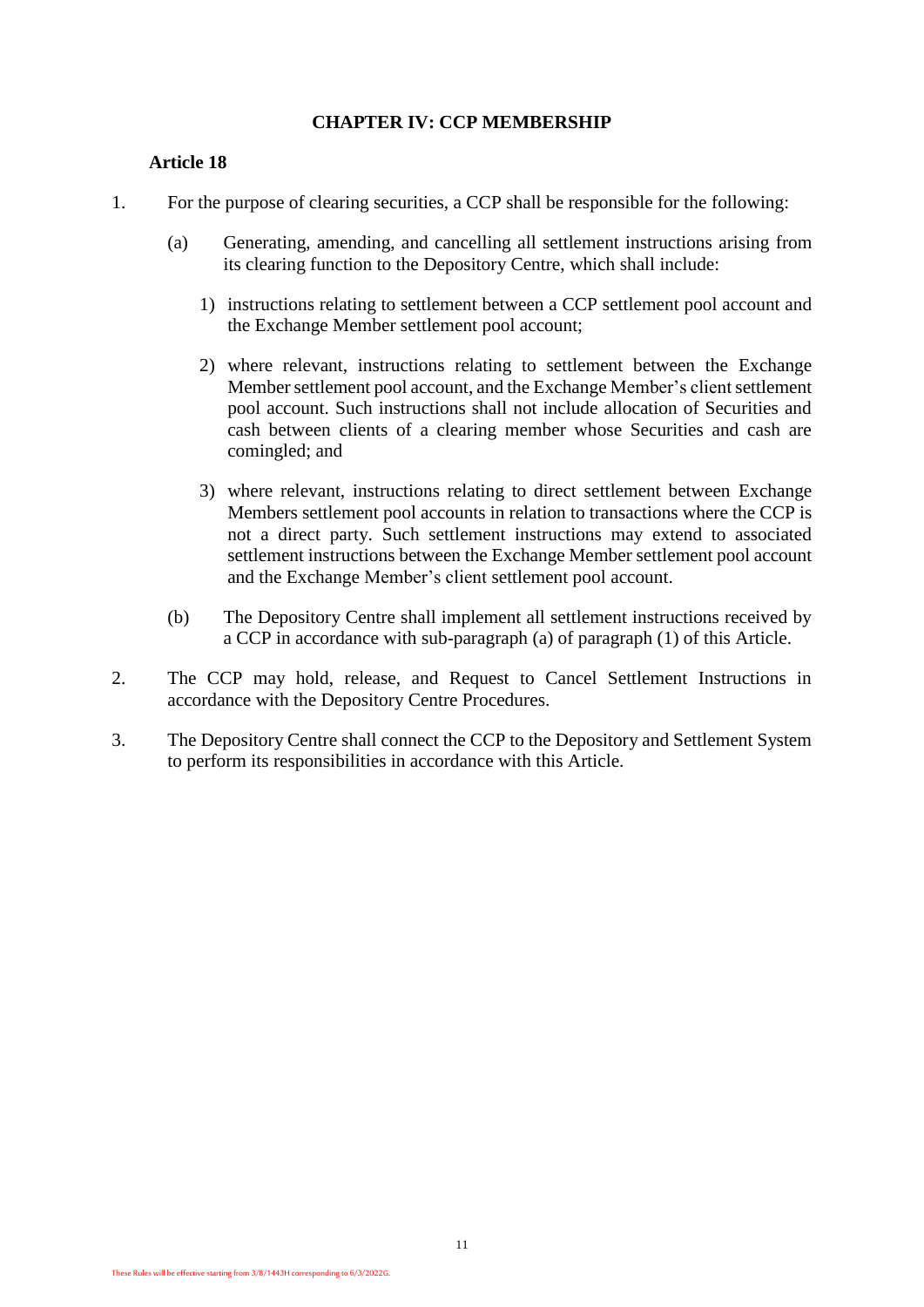## CHAPTER IV: CCP MEMBERSHIP

### Article 18

1. For the purpose of clearing securities, a CCP shall be responsible for the following:

   (a) Generating, amending, and cancelling all settlement instructions arising from its clearing function to the Depository Centre, which shall include:

      1) instructions relating to settlement between a CCP settlement pool account and the Exchange Member settlement pool account;

      2) where relevant, instructions relating to settlement between the Exchange Member settlement pool account, and the Exchange Member's client settlement pool account. Such instructions shall not include allocation of Securities and cash between clients of a clearing member whose Securities and cash are comingled; and

      3) where relevant, instructions relating to direct settlement between Exchange Members settlement pool accounts in relation to transactions where the CCP is not a direct party. Such settlement instructions may extend to associated settlement instructions between the Exchange Member settlement pool account and the Exchange Member's client settlement pool account.

   (b) The Depository Centre shall implement all settlement instructions received by a CCP in accordance with sub-paragraph (a) of paragraph (1) of this Article.

2. The CCP may hold, release, and Request to Cancel Settlement Instructions in accordance with the Depository Centre Procedures.

3. The Depository Centre shall connect the CCP to the Depository and Settlement System to perform its responsibilities in accordance with this Article.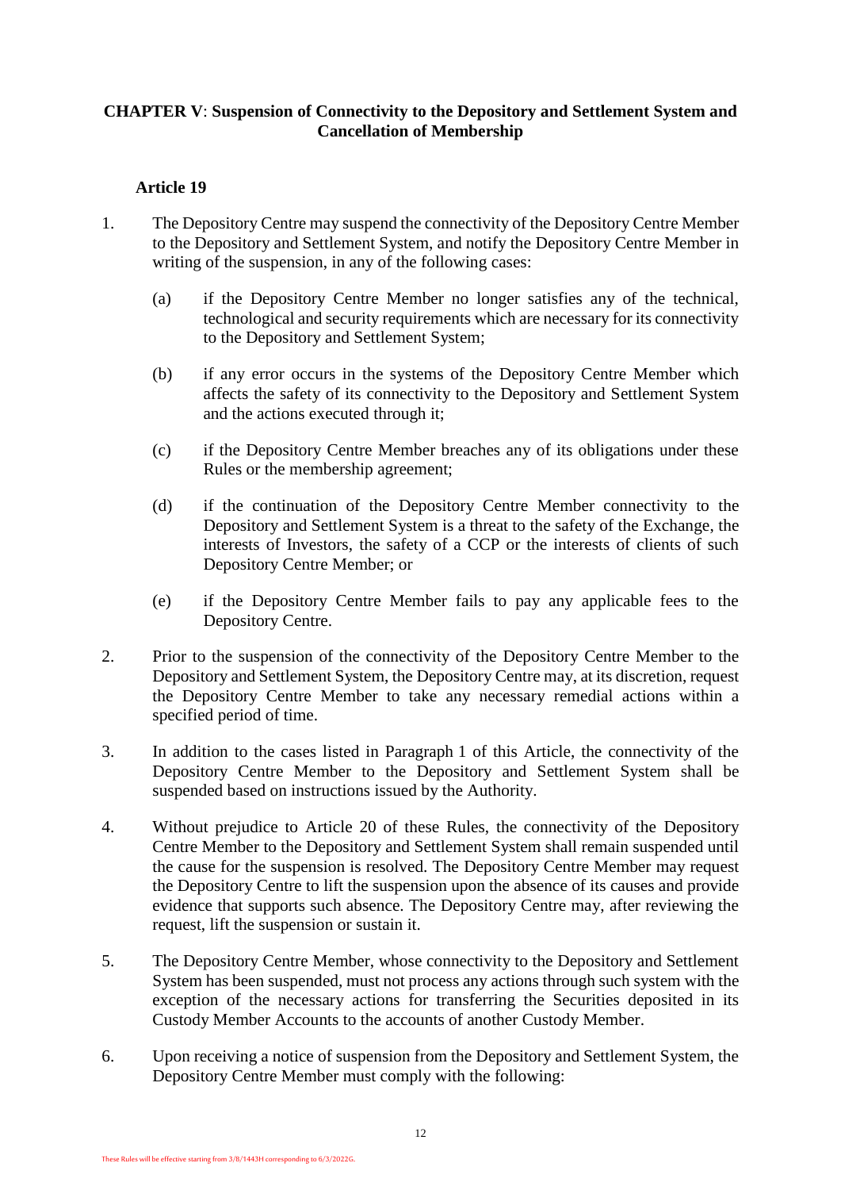## CHAPTER V: Suspension of Connectivity to the Depository and Settlement System and Cancellation of Membership

### Article 19

1. The Depository Centre may suspend the connectivity of the Depository Centre Member to the Depository and Settlement System, and notify the Depository Centre Member in writing of the suspension, in any of the following cases:

    (a) if the Depository Centre Member no longer satisfies any of the technical, technological and security requirements which are necessary for its connectivity to the Depository and Settlement System;

    (b) if any error occurs in the systems of the Depository Centre Member which affects the safety of its connectivity to the Depository and Settlement System and the actions executed through it;

    (c) if the Depository Centre Member breaches any of its obligations under these Rules or the membership agreement;

    (d) if the continuation of the Depository Centre Member connectivity to the Depository and Settlement System is a threat to the safety of the Exchange, the interests of Investors, the safety of a CCP or the interests of clients of such Depository Centre Member; or

    (e) if the Depository Centre Member fails to pay any applicable fees to the Depository Centre.

2. Prior to the suspension of the connectivity of the Depository Centre Member to the Depository and Settlement System, the Depository Centre may, at its discretion, request the Depository Centre Member to take any necessary remedial actions within a specified period of time.

3. In addition to the cases listed in Paragraph 1 of this Article, the connectivity of the Depository Centre Member to the Depository and Settlement System shall be suspended based on instructions issued by the Authority.

4. Without prejudice to Article 20 of these Rules, the connectivity of the Depository Centre Member to the Depository and Settlement System shall remain suspended until the cause for the suspension is resolved. The Depository Centre Member may request the Depository Centre to lift the suspension upon the absence of its causes and provide evidence that supports such absence. The Depository Centre may, after reviewing the request, lift the suspension or sustain it.

5. The Depository Centre Member, whose connectivity to the Depository and Settlement System has been suspended, must not process any actions through such system with the exception of the necessary actions for transferring the Securities deposited in its Custody Member Accounts to the accounts of another Custody Member.

6. Upon receiving a notice of suspension from the Depository and Settlement System, the Depository Centre Member must comply with the following: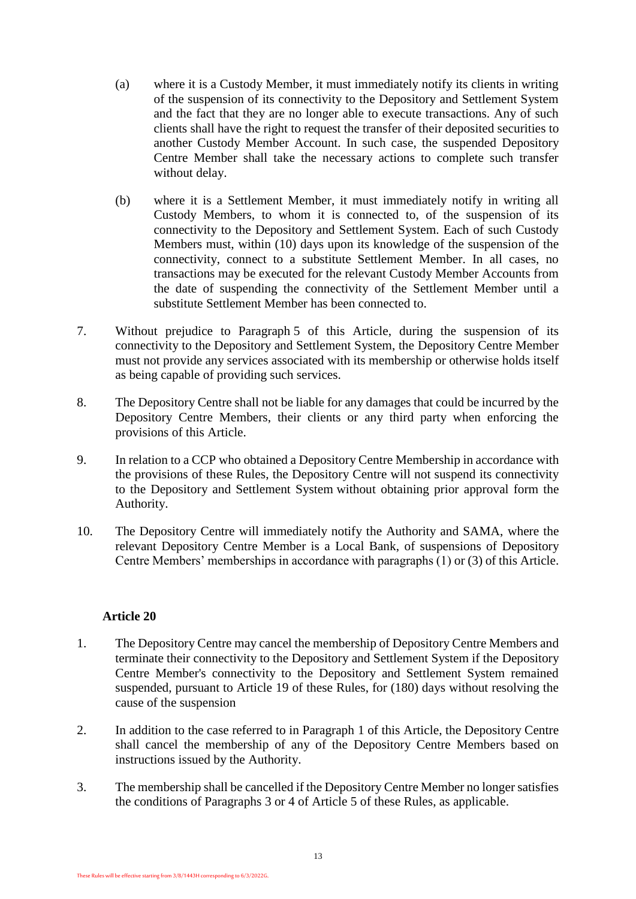(a) where it is a Custody Member, it must immediately notify its clients in writing of the suspension of its connectivity to the Depository and Settlement System and the fact that they are no longer able to execute transactions. Any of such clients shall have the right to request the transfer of their deposited securities to another Custody Member Account. In such case, the suspended Depository Centre Member shall take the necessary actions to complete such transfer without delay.

(b) where it is a Settlement Member, it must immediately notify in writing all Custody Members, to whom it is connected to, of the suspension of its connectivity to the Depository and Settlement System. Each of such Custody Members must, within (10) days upon its knowledge of the suspension of the connectivity, connect to a substitute Settlement Member. In all cases, no transactions may be executed for the relevant Custody Member Accounts from the date of suspending the connectivity of the Settlement Member until a substitute Settlement Member has been connected to.

7. Without prejudice to Paragraph 5 of this Article, during the suspension of its connectivity to the Depository and Settlement System, the Depository Centre Member must not provide any services associated with its membership or otherwise holds itself as being capable of providing such services.

8. The Depository Centre shall not be liable for any damages that could be incurred by the Depository Centre Members, their clients or any third party when enforcing the provisions of this Article.

9. In relation to a CCP who obtained a Depository Centre Membership in accordance with the provisions of these Rules, the Depository Centre will not suspend its connectivity to the Depository and Settlement System without obtaining prior approval form the Authority.

10. The Depository Centre will immediately notify the Authority and SAMA, where the relevant Depository Centre Member is a Local Bank, of suspensions of Depository Centre Members' memberships in accordance with paragraphs (1) or (3) of this Article.

### Article 20

1. The Depository Centre may cancel the membership of Depository Centre Members and terminate their connectivity to the Depository and Settlement System if the Depository Centre Member's connectivity to the Depository and Settlement System remained suspended, pursuant to Article 19 of these Rules, for (180) days without resolving the cause of the suspension

2. In addition to the case referred to in Paragraph 1 of this Article, the Depository Centre shall cancel the membership of any of the Depository Centre Members based on instructions issued by the Authority.

3. The membership shall be cancelled if the Depository Centre Member no longer satisfies the conditions of Paragraphs 3 or 4 of Article 5 of these Rules, as applicable.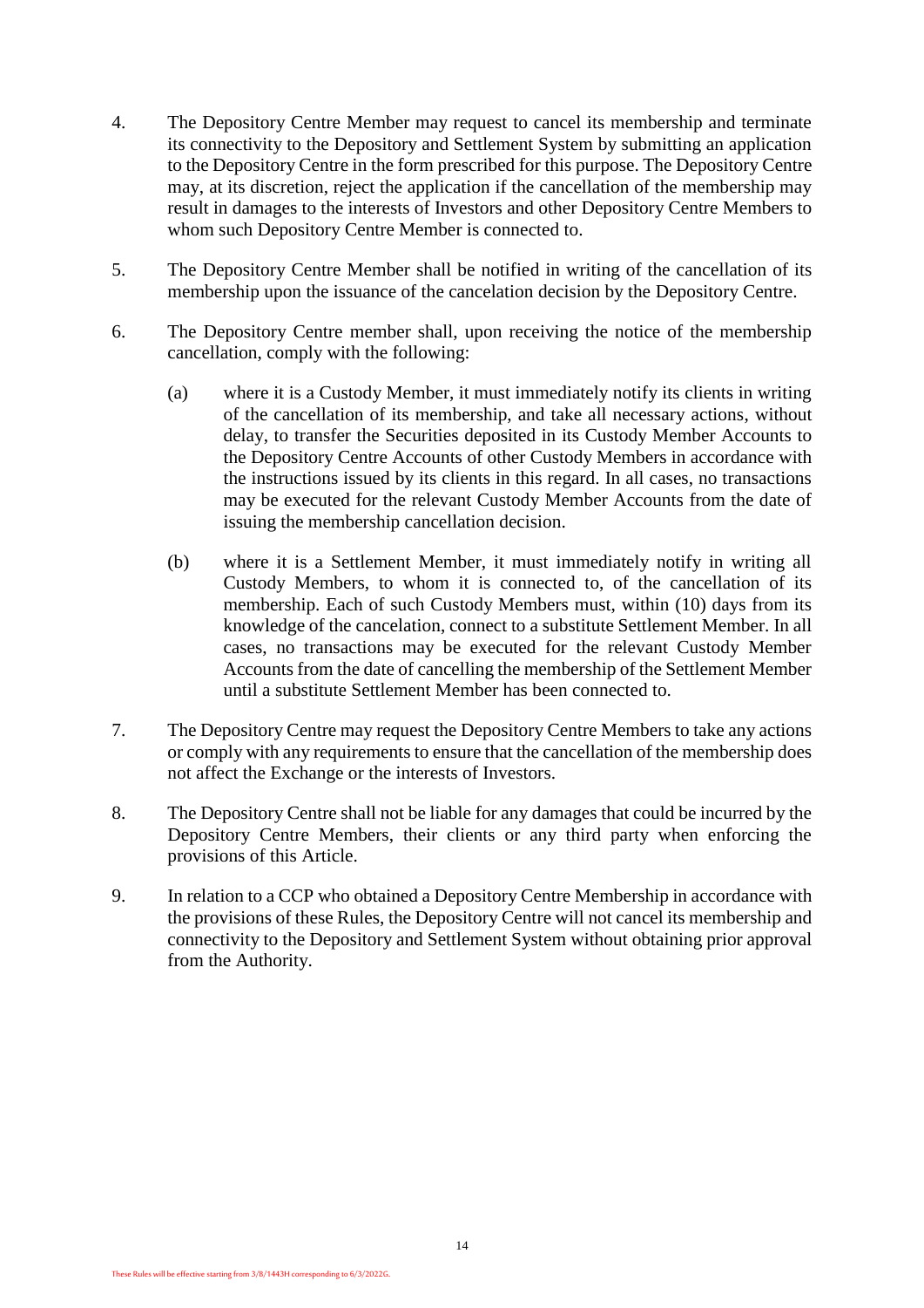4. The Depository Centre Member may request to cancel its membership and terminate its connectivity to the Depository and Settlement System by submitting an application to the Depository Centre in the form prescribed for this purpose. The Depository Centre may, at its discretion, reject the application if the cancellation of the membership may result in damages to the interests of Investors and other Depository Centre Members to whom such Depository Centre Member is connected to.

5. The Depository Centre Member shall be notified in writing of the cancellation of its membership upon the issuance of the cancelation decision by the Depository Centre.

6. The Depository Centre member shall, upon receiving the notice of the membership cancellation, comply with the following:

   (a) where it is a Custody Member, it must immediately notify its clients in writing of the cancellation of its membership, and take all necessary actions, without delay, to transfer the Securities deposited in its Custody Member Accounts to the Depository Centre Accounts of other Custody Members in accordance with the instructions issued by its clients in this regard. In all cases, no transactions may be executed for the relevant Custody Member Accounts from the date of issuing the membership cancellation decision.

   (b) where it is a Settlement Member, it must immediately notify in writing all Custody Members, to whom it is connected to, of the cancellation of its membership. Each of such Custody Members must, within (10) days from its knowledge of the cancelation, connect to a substitute Settlement Member. In all cases, no transactions may be executed for the relevant Custody Member Accounts from the date of cancelling the membership of the Settlement Member until a substitute Settlement Member has been connected to.

7. The Depository Centre may request the Depository Centre Members to take any actions or comply with any requirements to ensure that the cancellation of the membership does not affect the Exchange or the interests of Investors.

8. The Depository Centre shall not be liable for any damages that could be incurred by the Depository Centre Members, their clients or any third party when enforcing the provisions of this Article.

9. In relation to a CCP who obtained a Depository Centre Membership in accordance with the provisions of these Rules, the Depository Centre will not cancel its membership and connectivity to the Depository and Settlement System without obtaining prior approval from the Authority.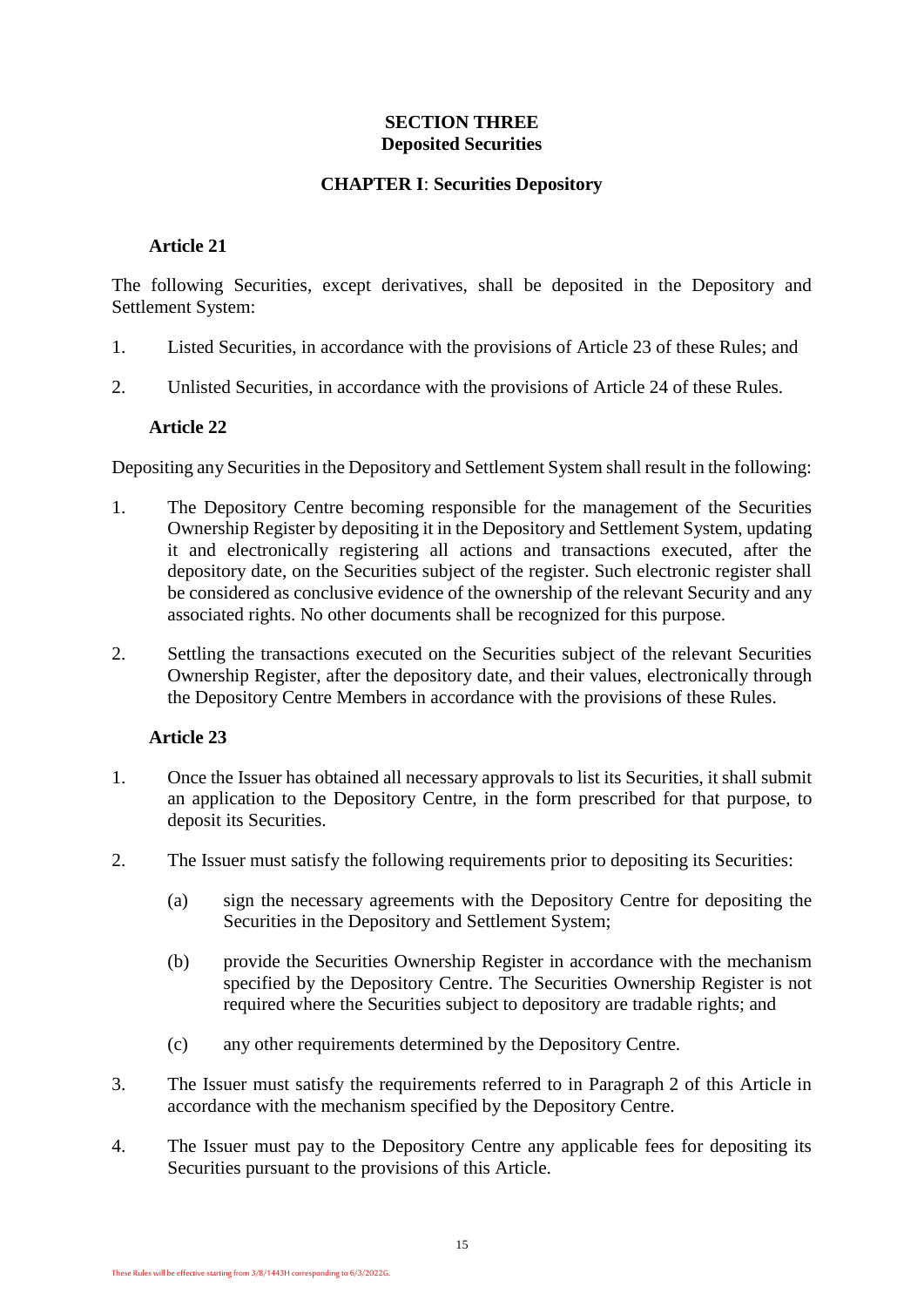## SECTION THREE
## Deposited Securities

### CHAPTER I: Securities Depository

#### Article 21

The following Securities, except derivatives, shall be deposited in the Depository and Settlement System:

1. Listed Securities, in accordance with the provisions of Article 23 of these Rules; and
2. Unlisted Securities, in accordance with the provisions of Article 24 of these Rules.

#### Article 22

Depositing any Securities in the Depository and Settlement System shall result in the following:

1. The Depository Centre becoming responsible for the management of the Securities Ownership Register by depositing it in the Depository and Settlement System, updating it and electronically registering all actions and transactions executed, after the depository date, on the Securities subject of the register. Such electronic register shall be considered as conclusive evidence of the ownership of the relevant Security and any associated rights. No other documents shall be recognized for this purpose.
2. Settling the transactions executed on the Securities subject of the relevant Securities Ownership Register, after the depository date, and their values, electronically through the Depository Centre Members in accordance with the provisions of these Rules.

#### Article 23

1. Once the Issuer has obtained all necessary approvals to list its Securities, it shall submit an application to the Depository Centre, in the form prescribed for that purpose, to deposit its Securities.
2. The Issuer must satisfy the following requirements prior to depositing its Securities:
   - (a) sign the necessary agreements with the Depository Centre for depositing the Securities in the Depository and Settlement System;
   - (b) provide the Securities Ownership Register in accordance with the mechanism specified by the Depository Centre. The Securities Ownership Register is not required where the Securities subject to depository are tradable rights; and
   - (c) any other requirements determined by the Depository Centre.
3. The Issuer must satisfy the requirements referred to in Paragraph 2 of this Article in accordance with the mechanism specified by the Depository Centre.
4. The Issuer must pay to the Depository Centre any applicable fees for depositing its Securities pursuant to the provisions of this Article.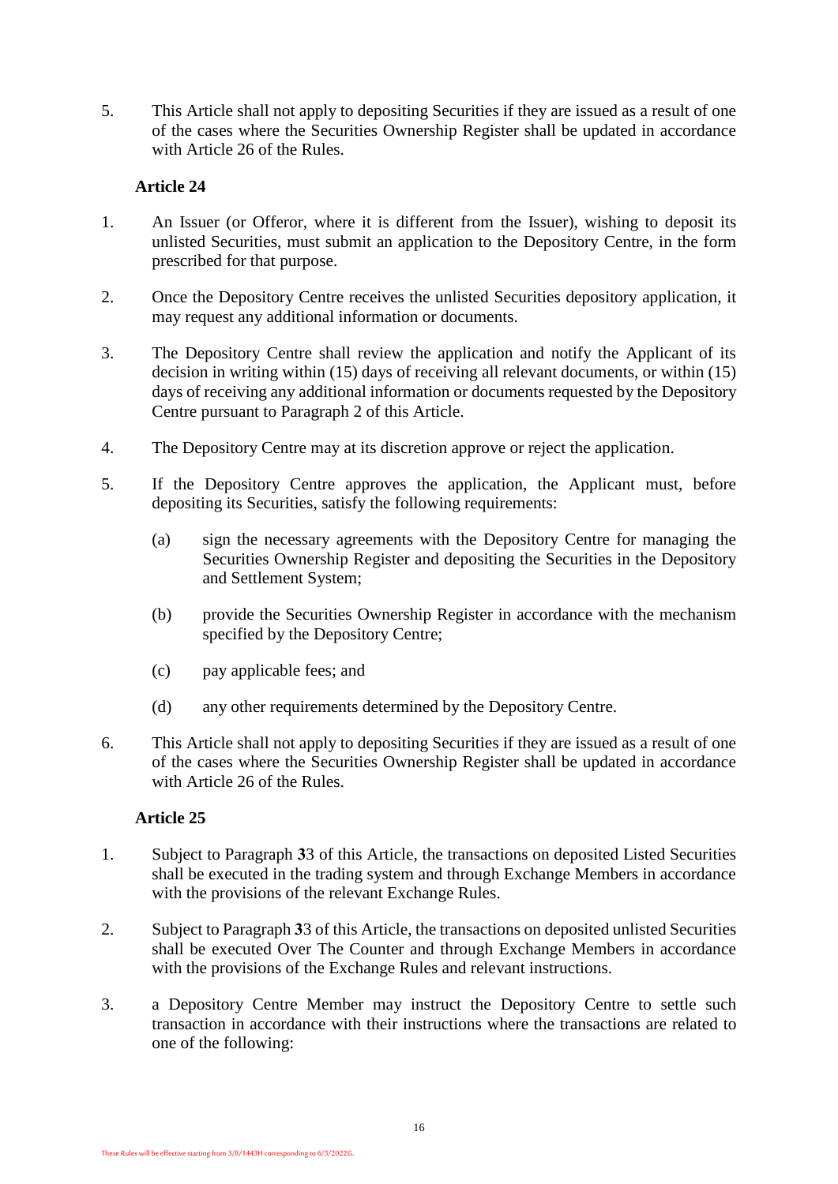5. This Article shall not apply to depositing Securities if they are issued as a result of one of the cases where the Securities Ownership Register shall be updated in accordance with Article 26 of the Rules.

### Article 24

1. An Issuer (or Offeror, where it is different from the Issuer), wishing to deposit its unlisted Securities, must submit an application to the Depository Centre, in the form prescribed for that purpose.

2. Once the Depository Centre receives the unlisted Securities depository application, it may request any additional information or documents.

3. The Depository Centre shall review the application and notify the Applicant of its decision in writing within (15) days of receiving all relevant documents, or within (15) days of receiving any additional information or documents requested by the Depository Centre pursuant to Paragraph 2 of this Article.

4. The Depository Centre may at its discretion approve or reject the application.

5. If the Depository Centre approves the application, the Applicant must, before depositing its Securities, satisfy the following requirements:

   (a) sign the necessary agreements with the Depository Centre for managing the Securities Ownership Register and depositing the Securities in the Depository and Settlement System;

   (b) provide the Securities Ownership Register in accordance with the mechanism specified by the Depository Centre;

   (c) pay applicable fees; and

   (d) any other requirements determined by the Depository Centre.

6. This Article shall not apply to depositing Securities if they are issued as a result of one of the cases where the Securities Ownership Register shall be updated in accordance with Article 26 of the Rules.

### Article 25

1. Subject to Paragraph **3**3 of this Article, the transactions on deposited Listed Securities shall be executed in the trading system and through Exchange Members in accordance with the provisions of the relevant Exchange Rules.

2. Subject to Paragraph **3**3 of this Article, the transactions on deposited unlisted Securities shall be executed Over The Counter and through Exchange Members in accordance with the provisions of the Exchange Rules and relevant instructions.

3. a Depository Centre Member may instruct the Depository Centre to settle such transaction in accordance with their instructions where the transactions are related to one of the following: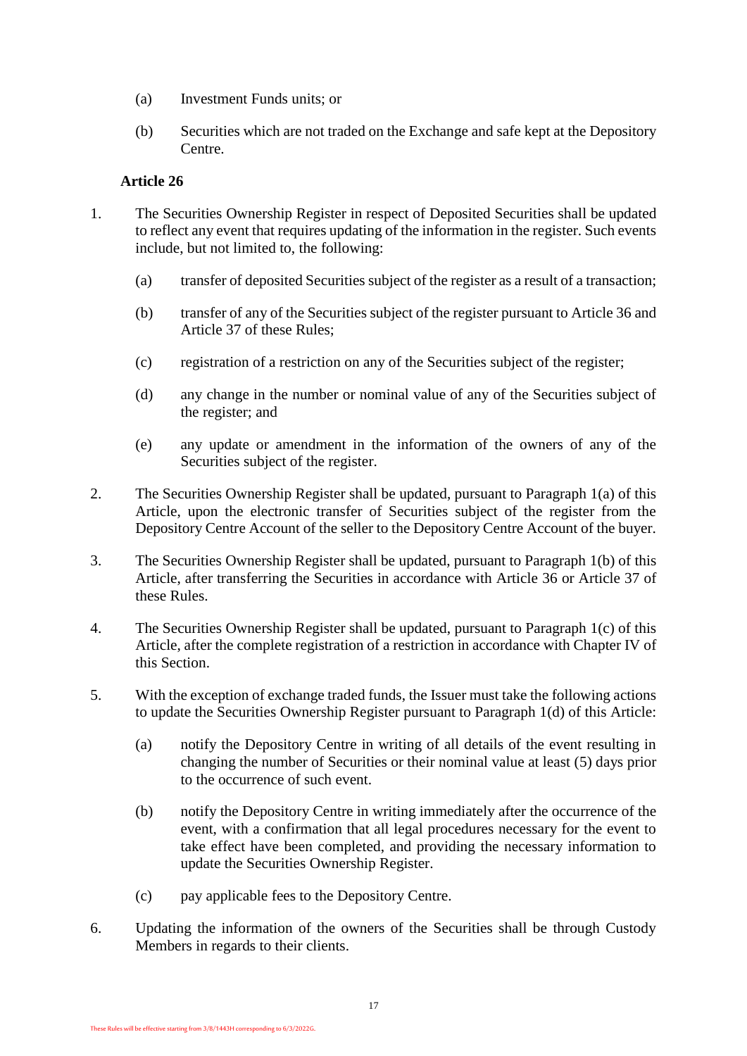(a) Investment Funds units; or

(b) Securities which are not traded on the Exchange and safe kept at the Depository Centre.

### Article 26

1. The Securities Ownership Register in respect of Deposited Securities shall be updated to reflect any event that requires updating of the information in the register. Such events include, but not limited to, the following:

   (a) transfer of deposited Securities subject of the register as a result of a transaction;

   (b) transfer of any of the Securities subject of the register pursuant to Article 36 and Article 37 of these Rules;

   (c) registration of a restriction on any of the Securities subject of the register;

   (d) any change in the number or nominal value of any of the Securities subject of the register; and

   (e) any update or amendment in the information of the owners of any of the Securities subject of the register.

2. The Securities Ownership Register shall be updated, pursuant to Paragraph 1(a) of this Article, upon the electronic transfer of Securities subject of the register from the Depository Centre Account of the seller to the Depository Centre Account of the buyer.

3. The Securities Ownership Register shall be updated, pursuant to Paragraph 1(b) of this Article, after transferring the Securities in accordance with Article 36 or Article 37 of these Rules.

4. The Securities Ownership Register shall be updated, pursuant to Paragraph 1(c) of this Article, after the complete registration of a restriction in accordance with Chapter IV of this Section.

5. With the exception of exchange traded funds, the Issuer must take the following actions to update the Securities Ownership Register pursuant to Paragraph 1(d) of this Article:

   (a) notify the Depository Centre in writing of all details of the event resulting in changing the number of Securities or their nominal value at least (5) days prior to the occurrence of such event.

   (b) notify the Depository Centre in writing immediately after the occurrence of the event, with a confirmation that all legal procedures necessary for the event to take effect have been completed, and providing the necessary information to update the Securities Ownership Register.

   (c) pay applicable fees to the Depository Centre.

6. Updating the information of the owners of the Securities shall be through Custody Members in regards to their clients.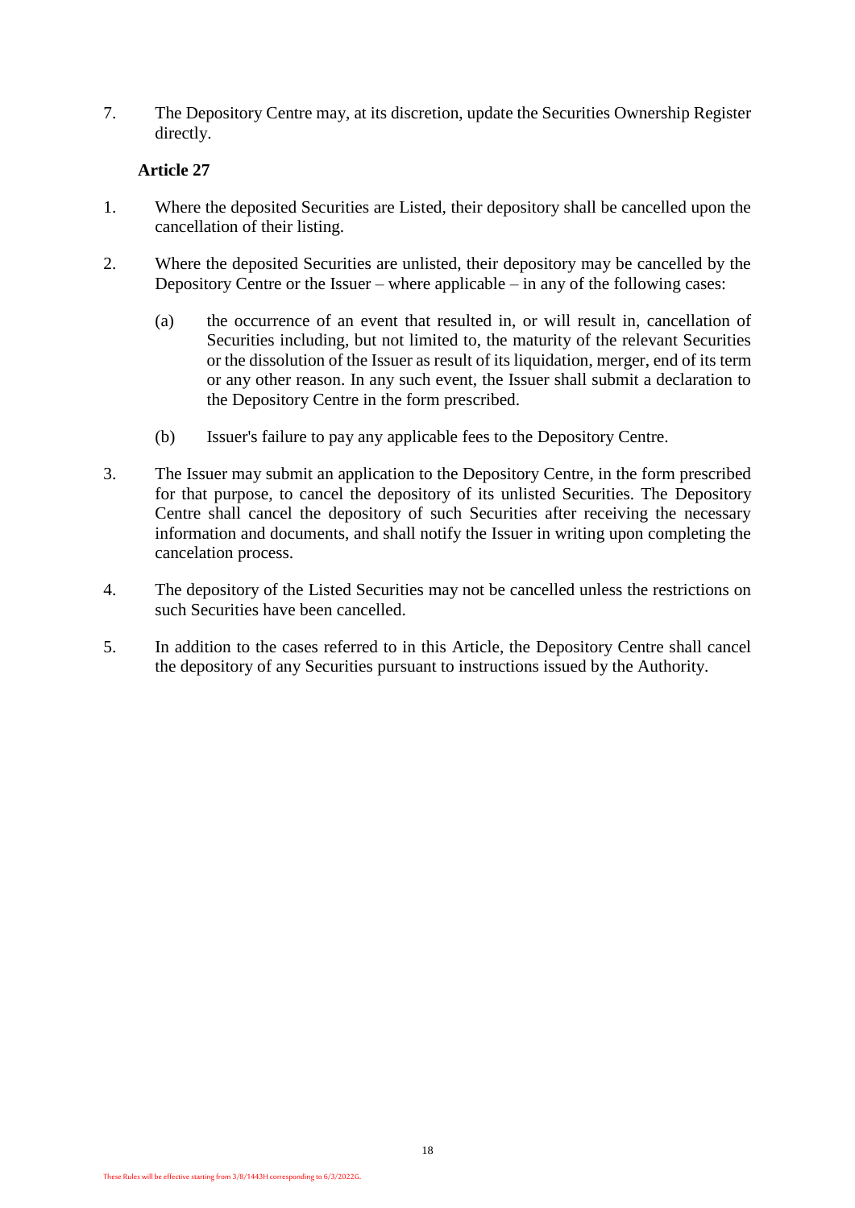7. The Depository Centre may, at its discretion, update the Securities Ownership Register directly.

**Article 27**

1. Where the deposited Securities are Listed, their depository shall be cancelled upon the cancellation of their listing.

2. Where the deposited Securities are unlisted, their depository may be cancelled by the Depository Centre or the Issuer – where applicable – in any of the following cases:

   (a) the occurrence of an event that resulted in, or will result in, cancellation of Securities including, but not limited to, the maturity of the relevant Securities or the dissolution of the Issuer as result of its liquidation, merger, end of its term or any other reason. In any such event, the Issuer shall submit a declaration to the Depository Centre in the form prescribed.

   (b) Issuer's failure to pay any applicable fees to the Depository Centre.

3. The Issuer may submit an application to the Depository Centre, in the form prescribed for that purpose, to cancel the depository of its unlisted Securities. The Depository Centre shall cancel the depository of such Securities after receiving the necessary information and documents, and shall notify the Issuer in writing upon completing the cancelation process.

4. The depository of the Listed Securities may not be cancelled unless the restrictions on such Securities have been cancelled.

5. In addition to the cases referred to in this Article, the Depository Centre shall cancel the depository of any Securities pursuant to instructions issued by the Authority.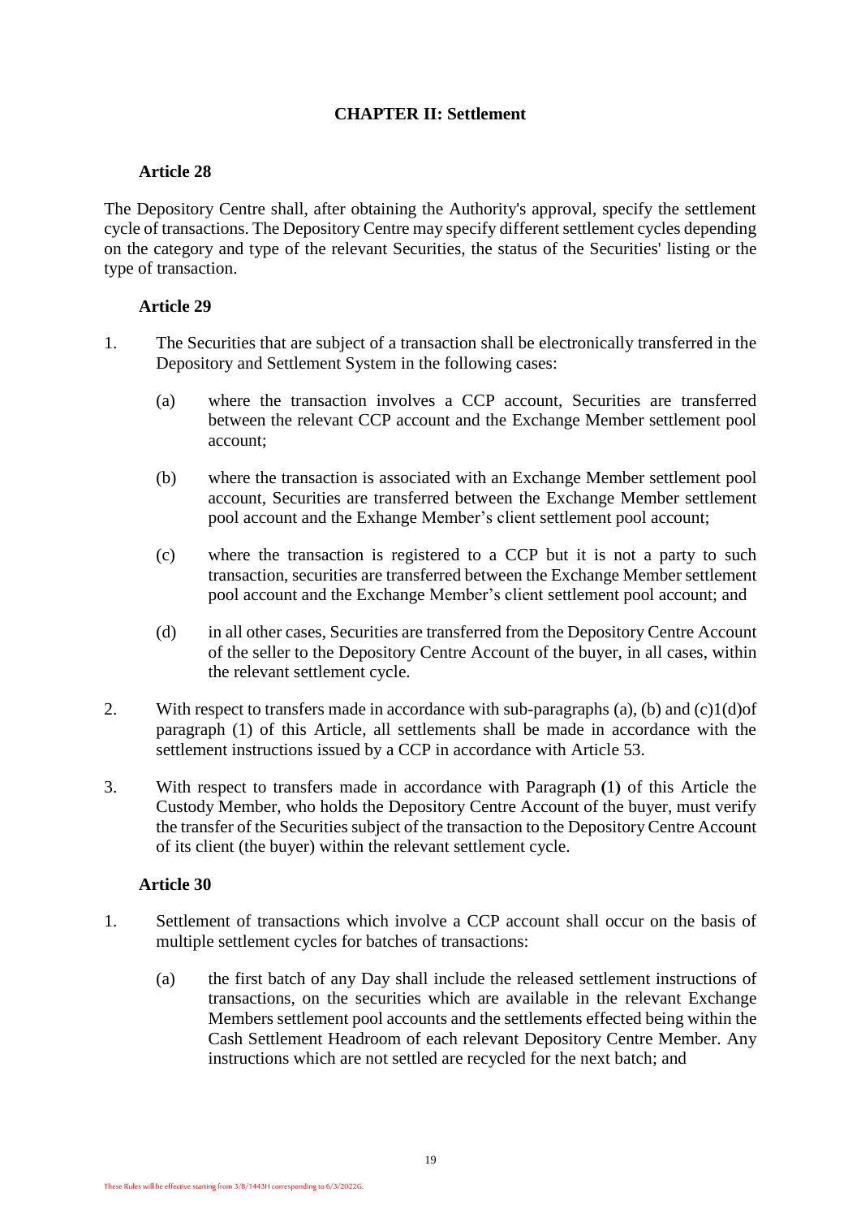## CHAPTER II: Settlement

### Article 28

The Depository Centre shall, after obtaining the Authority's approval, specify the settlement cycle of transactions. The Depository Centre may specify different settlement cycles depending on the category and type of the relevant Securities, the status of the Securities' listing or the type of transaction.

### Article 29

1. The Securities that are subject of a transaction shall be electronically transferred in the Depository and Settlement System in the following cases:

   (a) where the transaction involves a CCP account, Securities are transferred between the relevant CCP account and the Exchange Member settlement pool account;

   (b) where the transaction is associated with an Exchange Member settlement pool account, Securities are transferred between the Exchange Member settlement pool account and the Exhange Member's client settlement pool account;

   (c) where the transaction is registered to a CCP but it is not a party to such transaction, securities are transferred between the Exchange Member settlement pool account and the Exchange Member's client settlement pool account; and

   (d) in all other cases, Securities are transferred from the Depository Centre Account of the seller to the Depository Centre Account of the buyer, in all cases, within the relevant settlement cycle.

2. With respect to transfers made in accordance with sub-paragraphs (a), (b) and (c)1(d)of paragraph (1) of this Article, all settlements shall be made in accordance with the settlement instructions issued by a CCP in accordance with Article 53.

3. With respect to transfers made in accordance with Paragraph (1) of this Article the Custody Member, who holds the Depository Centre Account of the buyer, must verify the transfer of the Securities subject of the transaction to the Depository Centre Account of its client (the buyer) within the relevant settlement cycle.

### Article 30

1. Settlement of transactions which involve a CCP account shall occur on the basis of multiple settlement cycles for batches of transactions:

   (a) the first batch of any Day shall include the released settlement instructions of transactions, on the securities which are available in the relevant Exchange Members settlement pool accounts and the settlements effected being within the Cash Settlement Headroom of each relevant Depository Centre Member. Any instructions which are not settled are recycled for the next batch; and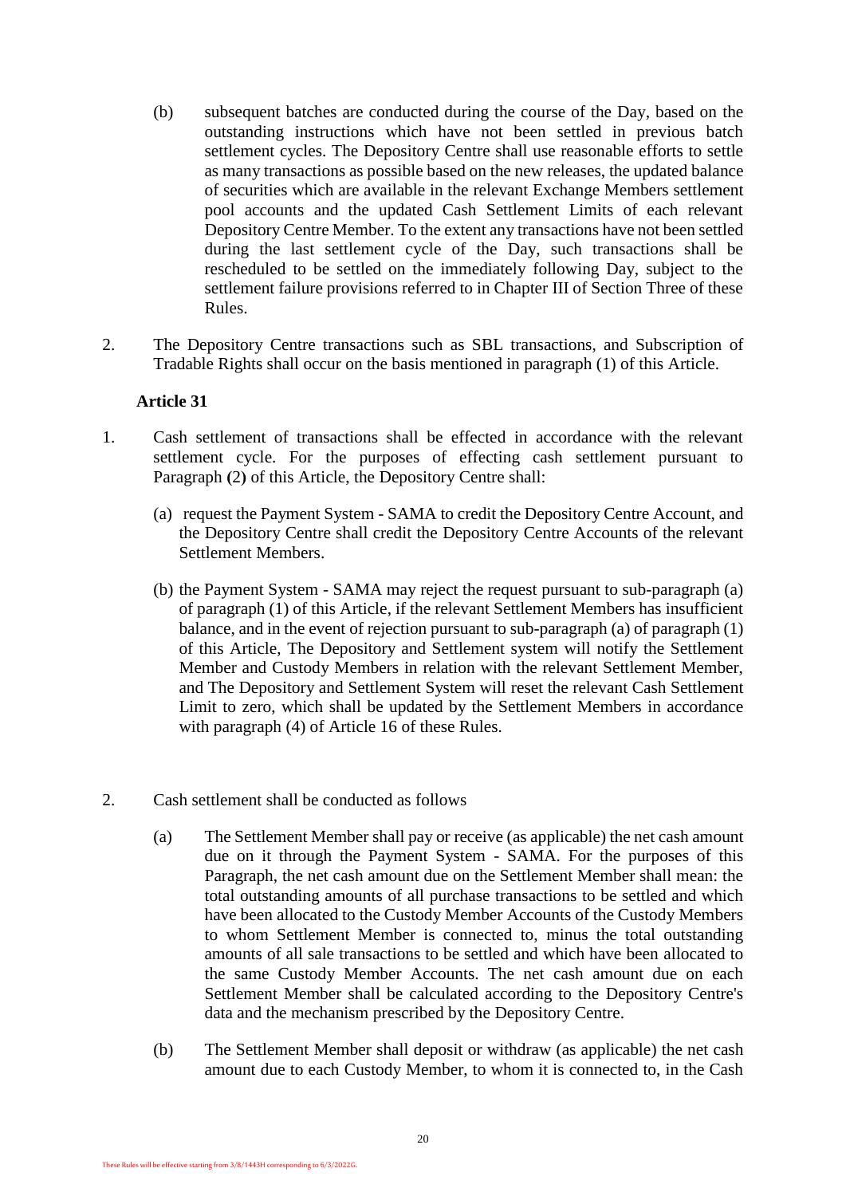(b) subsequent batches are conducted during the course of the Day, based on the outstanding instructions which have not been settled in previous batch settlement cycles. The Depository Centre shall use reasonable efforts to settle as many transactions as possible based on the new releases, the updated balance of securities which are available in the relevant Exchange Members settlement pool accounts and the updated Cash Settlement Limits of each relevant Depository Centre Member. To the extent any transactions have not been settled during the last settlement cycle of the Day, such transactions shall be rescheduled to be settled on the immediately following Day, subject to the settlement failure provisions referred to in Chapter III of Section Three of these Rules.

2. The Depository Centre transactions such as SBL transactions, and Subscription of Tradable Rights shall occur on the basis mentioned in paragraph (1) of this Article.

**Article 31**

1. Cash settlement of transactions shall be effected in accordance with the relevant settlement cycle. For the purposes of effecting cash settlement pursuant to Paragraph **(**2**)** of this Article, the Depository Centre shall:

   (a) request the Payment System - SAMA to credit the Depository Centre Account, and the Depository Centre shall credit the Depository Centre Accounts of the relevant Settlement Members.

   (b) the Payment System - SAMA may reject the request pursuant to sub-paragraph (a) of paragraph (1) of this Article, if the relevant Settlement Members has insufficient balance, and in the event of rejection pursuant to sub-paragraph (a) of paragraph (1) of this Article, The Depository and Settlement system will notify the Settlement Member and Custody Members in relation with the relevant Settlement Member, and The Depository and Settlement System will reset the relevant Cash Settlement Limit to zero, which shall be updated by the Settlement Members in accordance with paragraph (4) of Article 16 of these Rules.

2. Cash settlement shall be conducted as follows

   (a) The Settlement Member shall pay or receive (as applicable) the net cash amount due on it through the Payment System - SAMA. For the purposes of this Paragraph, the net cash amount due on the Settlement Member shall mean: the total outstanding amounts of all purchase transactions to be settled and which have been allocated to the Custody Member Accounts of the Custody Members to whom Settlement Member is connected to, minus the total outstanding amounts of all sale transactions to be settled and which have been allocated to the same Custody Member Accounts. The net cash amount due on each Settlement Member shall be calculated according to the Depository Centre's data and the mechanism prescribed by the Depository Centre.

   (b) The Settlement Member shall deposit or withdraw (as applicable) the net cash amount due to each Custody Member, to whom it is connected to, in the Cash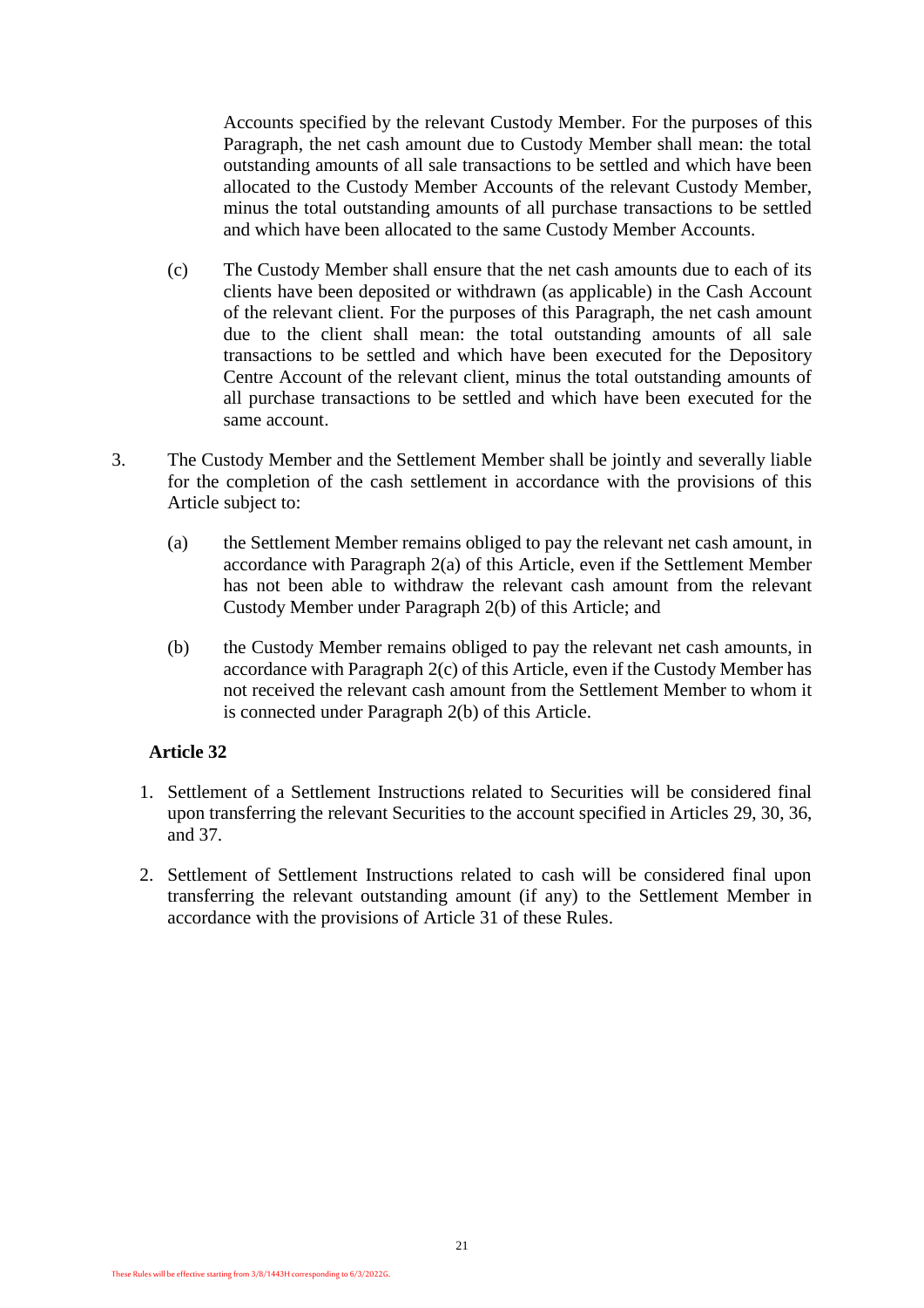Accounts specified by the relevant Custody Member. For the purposes of this Paragraph, the net cash amount due to Custody Member shall mean: the total outstanding amounts of all sale transactions to be settled and which have been allocated to the Custody Member Accounts of the relevant Custody Member, minus the total outstanding amounts of all purchase transactions to be settled and which have been allocated to the same Custody Member Accounts.

(c) The Custody Member shall ensure that the net cash amounts due to each of its clients have been deposited or withdrawn (as applicable) in the Cash Account of the relevant client. For the purposes of this Paragraph, the net cash amount due to the client shall mean: the total outstanding amounts of all sale transactions to be settled and which have been executed for the Depository Centre Account of the relevant client, minus the total outstanding amounts of all purchase transactions to be settled and which have been executed for the same account.

3. The Custody Member and the Settlement Member shall be jointly and severally liable for the completion of the cash settlement in accordance with the provisions of this Article subject to:

   (a) the Settlement Member remains obliged to pay the relevant net cash amount, in accordance with Paragraph 2(a) of this Article, even if the Settlement Member has not been able to withdraw the relevant cash amount from the relevant Custody Member under Paragraph 2(b) of this Article; and

   (b) the Custody Member remains obliged to pay the relevant net cash amounts, in accordance with Paragraph 2(c) of this Article, even if the Custody Member has not received the relevant cash amount from the Settlement Member to whom it is connected under Paragraph 2(b) of this Article.

**Article 32**

1. Settlement of a Settlement Instructions related to Securities will be considered final upon transferring the relevant Securities to the account specified in Articles 29, 30, 36, and 37.

2. Settlement of Settlement Instructions related to cash will be considered final upon transferring the relevant outstanding amount (if any) to the Settlement Member in accordance with the provisions of Article 31 of these Rules.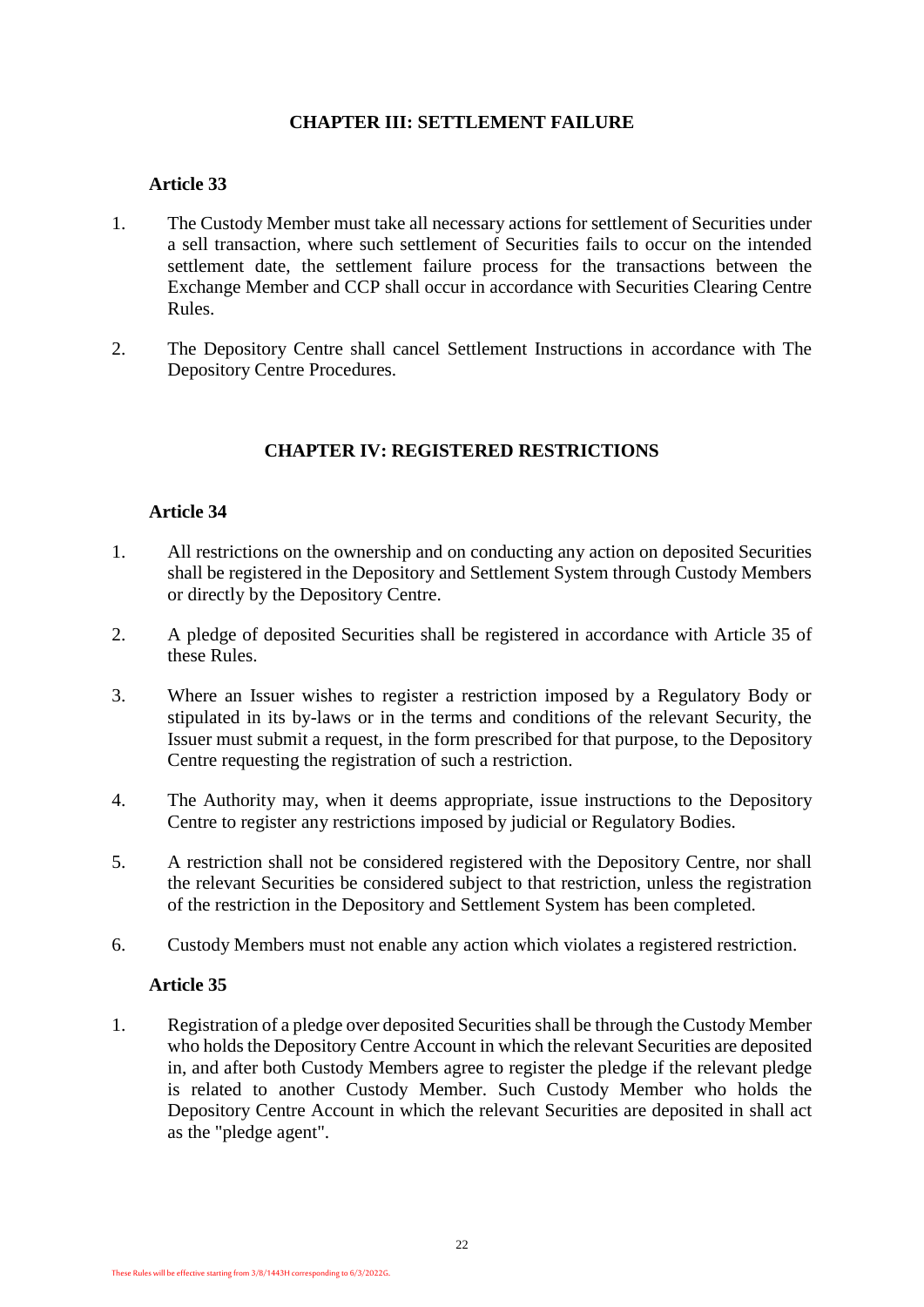## CHAPTER III: SETTLEMENT FAILURE

### Article 33

1. The Custody Member must take all necessary actions for settlement of Securities under a sell transaction, where such settlement of Securities fails to occur on the intended settlement date, the settlement failure process for the transactions between the Exchange Member and CCP shall occur in accordance with Securities Clearing Centre Rules.

2. The Depository Centre shall cancel Settlement Instructions in accordance with The Depository Centre Procedures.

## CHAPTER IV: REGISTERED RESTRICTIONS

### Article 34

1. All restrictions on the ownership and on conducting any action on deposited Securities shall be registered in the Depository and Settlement System through Custody Members or directly by the Depository Centre.

2. A pledge of deposited Securities shall be registered in accordance with Article 35 of these Rules.

3. Where an Issuer wishes to register a restriction imposed by a Regulatory Body or stipulated in its by-laws or in the terms and conditions of the relevant Security, the Issuer must submit a request, in the form prescribed for that purpose, to the Depository Centre requesting the registration of such a restriction.

4. The Authority may, when it deems appropriate, issue instructions to the Depository Centre to register any restrictions imposed by judicial or Regulatory Bodies.

5. A restriction shall not be considered registered with the Depository Centre, nor shall the relevant Securities be considered subject to that restriction, unless the registration of the restriction in the Depository and Settlement System has been completed.

6. Custody Members must not enable any action which violates a registered restriction.

### Article 35

1. Registration of a pledge over deposited Securities shall be through the Custody Member who holds the Depository Centre Account in which the relevant Securities are deposited in, and after both Custody Members agree to register the pledge if the relevant pledge is related to another Custody Member. Such Custody Member who holds the Depository Centre Account in which the relevant Securities are deposited in shall act as the "pledge agent".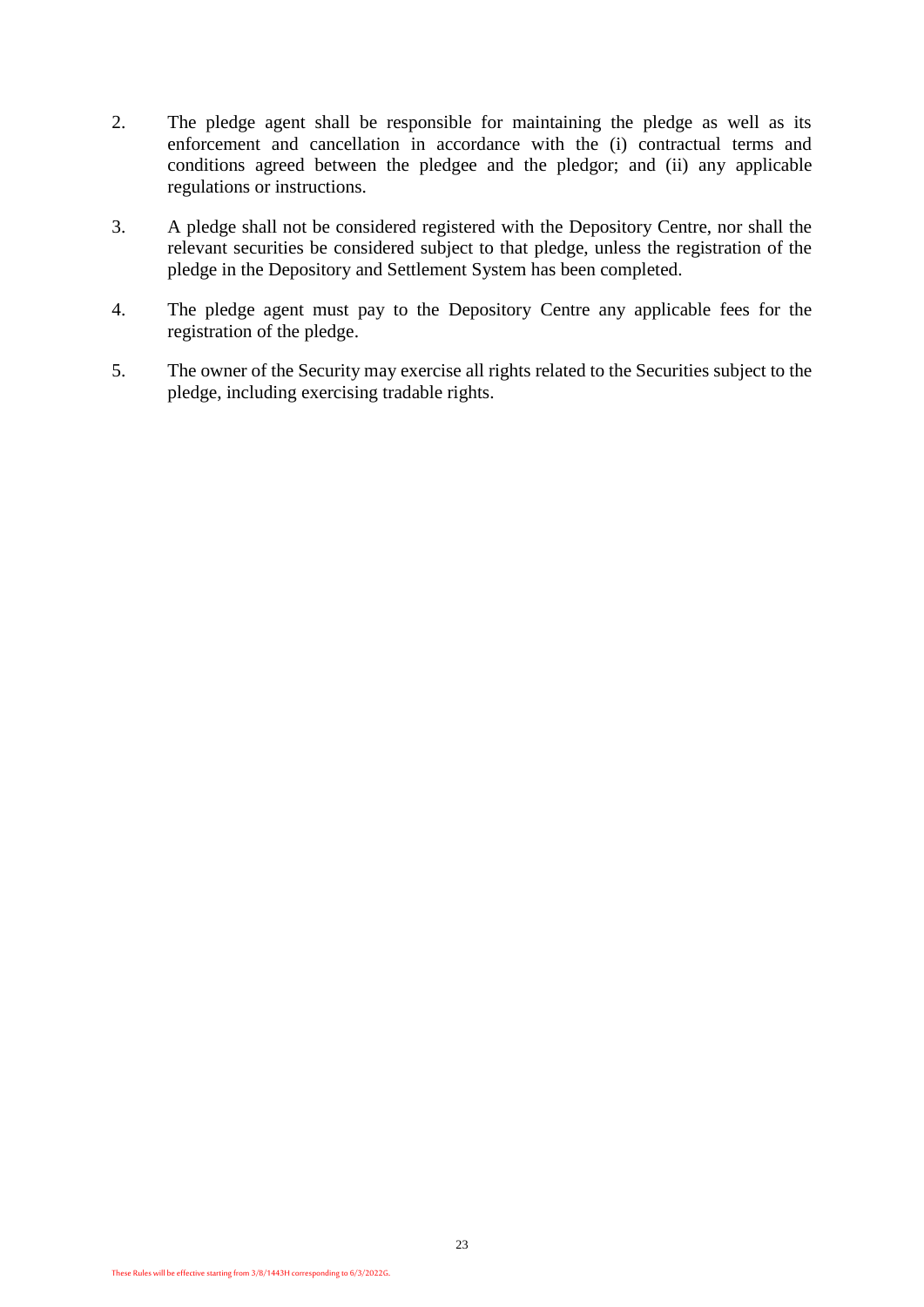2. The pledge agent shall be responsible for maintaining the pledge as well as its enforcement and cancellation in accordance with the (i) contractual terms and conditions agreed between the pledgee and the pledgor; and (ii) any applicable regulations or instructions.

3. A pledge shall not be considered registered with the Depository Centre, nor shall the relevant securities be considered subject to that pledge, unless the registration of the pledge in the Depository and Settlement System has been completed.

4. The pledge agent must pay to the Depository Centre any applicable fees for the registration of the pledge.

5. The owner of the Security may exercise all rights related to the Securities subject to the pledge, including exercising tradable rights.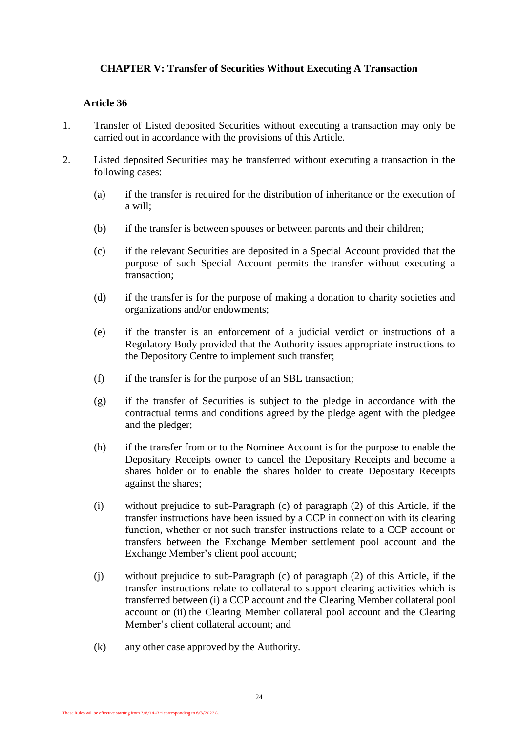## CHAPTER V: Transfer of Securities Without Executing A Transaction

### Article 36

1. Transfer of Listed deposited Securities without executing a transaction may only be carried out in accordance with the provisions of this Article.

2. Listed deposited Securities may be transferred without executing a transaction in the following cases:

   (a) if the transfer is required for the distribution of inheritance or the execution of a will;

   (b) if the transfer is between spouses or between parents and their children;

   (c) if the relevant Securities are deposited in a Special Account provided that the purpose of such Special Account permits the transfer without executing a transaction;

   (d) if the transfer is for the purpose of making a donation to charity societies and organizations and/or endowments;

   (e) if the transfer is an enforcement of a judicial verdict or instructions of a Regulatory Body provided that the Authority issues appropriate instructions to the Depository Centre to implement such transfer;

   (f) if the transfer is for the purpose of an SBL transaction;

   (g) if the transfer of Securities is subject to the pledge in accordance with the contractual terms and conditions agreed by the pledge agent with the pledgee and the pledger;

   (h) if the transfer from or to the Nominee Account is for the purpose to enable the Depositary Receipts owner to cancel the Depositary Receipts and become a shares holder or to enable the shares holder to create Depositary Receipts against the shares;

   (i) without prejudice to sub-Paragraph (c) of paragraph (2) of this Article, if the transfer instructions have been issued by a CCP in connection with its clearing function, whether or not such transfer instructions relate to a CCP account or transfers between the Exchange Member settlement pool account and the Exchange Member's client pool account;

   (j) without prejudice to sub-Paragraph (c) of paragraph (2) of this Article, if the transfer instructions relate to collateral to support clearing activities which is transferred between (i) a CCP account and the Clearing Member collateral pool account or (ii) the Clearing Member collateral pool account and the Clearing Member's client collateral account; and

   (k) any other case approved by the Authority.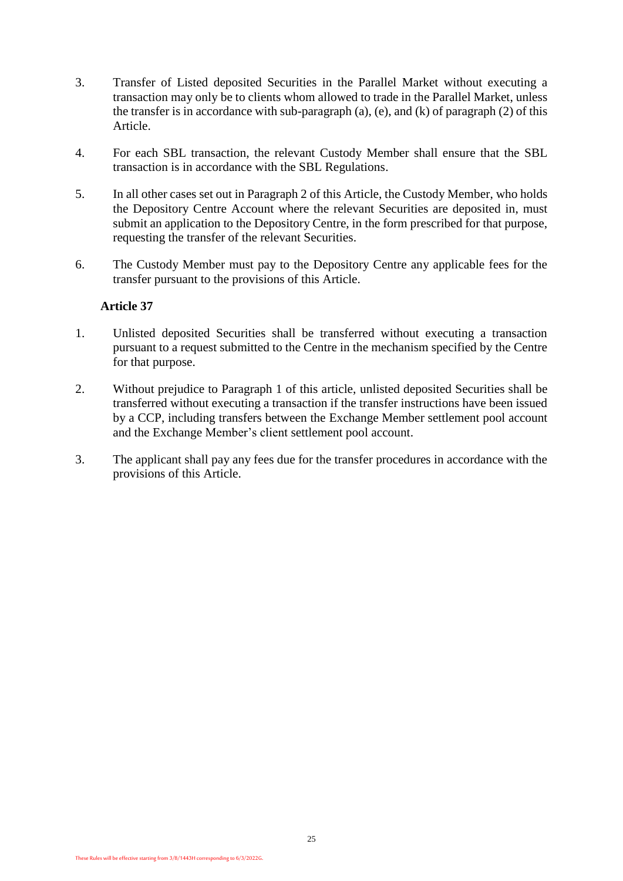3. Transfer of Listed deposited Securities in the Parallel Market without executing a transaction may only be to clients whom allowed to trade in the Parallel Market, unless the transfer is in accordance with sub-paragraph (a), (e), and (k) of paragraph (2) of this Article.

4. For each SBL transaction, the relevant Custody Member shall ensure that the SBL transaction is in accordance with the SBL Regulations.

5. In all other cases set out in Paragraph 2 of this Article, the Custody Member, who holds the Depository Centre Account where the relevant Securities are deposited in, must submit an application to the Depository Centre, in the form prescribed for that purpose, requesting the transfer of the relevant Securities.

6. The Custody Member must pay to the Depository Centre any applicable fees for the transfer pursuant to the provisions of this Article.

### Article 37

1. Unlisted deposited Securities shall be transferred without executing a transaction pursuant to a request submitted to the Centre in the mechanism specified by the Centre for that purpose.

2. Without prejudice to Paragraph 1 of this article, unlisted deposited Securities shall be transferred without executing a transaction if the transfer instructions have been issued by a CCP, including transfers between the Exchange Member settlement pool account and the Exchange Member's client settlement pool account.

3. The applicant shall pay any fees due for the transfer procedures in accordance with the provisions of this Article.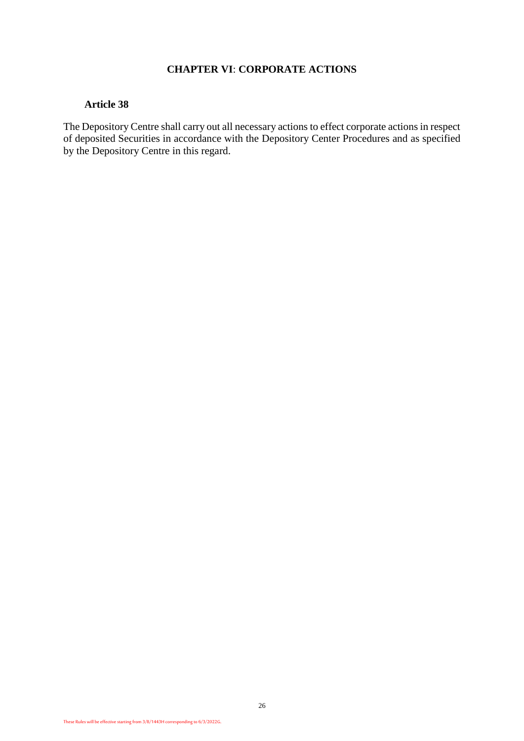## CHAPTER VI: CORPORATE ACTIONS

### Article 38

The Depository Centre shall carry out all necessary actions to effect corporate actions in respect of deposited Securities in accordance with the Depository Center Procedures and as specified by the Depository Centre in this regard.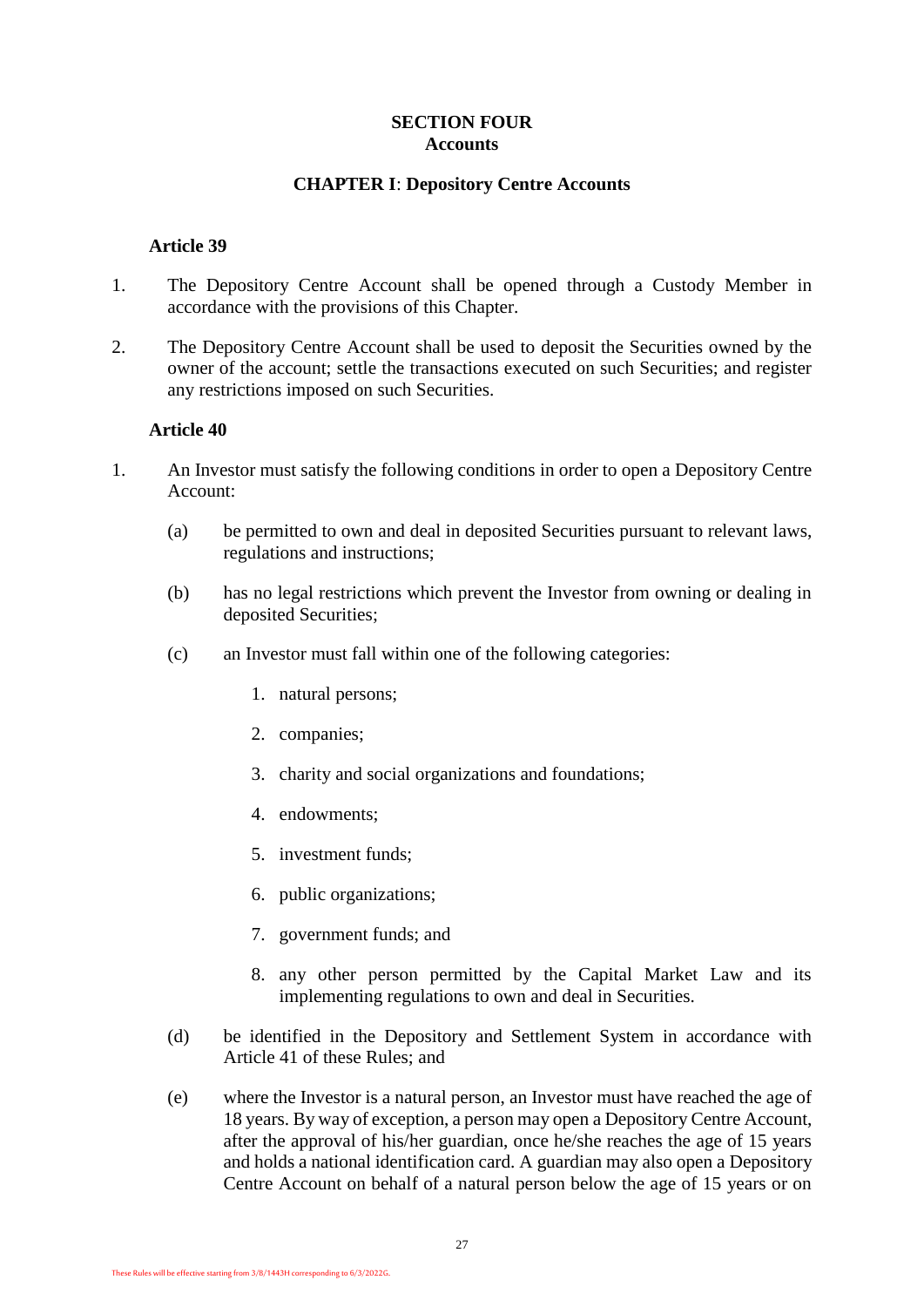# SECTION FOUR
## Accounts

### CHAPTER I: Depository Centre Accounts

**Article 39**

1. The Depository Centre Account shall be opened through a Custody Member in accordance with the provisions of this Chapter.

2. The Depository Centre Account shall be used to deposit the Securities owned by the owner of the account; settle the transactions executed on such Securities; and register any restrictions imposed on such Securities.

**Article 40**

1. An Investor must satisfy the following conditions in order to open a Depository Centre Account:

   (a) be permitted to own and deal in deposited Securities pursuant to relevant laws, regulations and instructions;

   (b) has no legal restrictions which prevent the Investor from owning or dealing in deposited Securities;

   (c) an Investor must fall within one of the following categories:

      1. natural persons;
      2. companies;
      3. charity and social organizations and foundations;
      4. endowments;
      5. investment funds;
      6. public organizations;
      7. government funds; and
      8. any other person permitted by the Capital Market Law and its implementing regulations to own and deal in Securities.

   (d) be identified in the Depository and Settlement System in accordance with Article 41 of these Rules; and

   (e) where the Investor is a natural person, an Investor must have reached the age of 18 years. By way of exception, a person may open a Depository Centre Account, after the approval of his/her guardian, once he/she reaches the age of 15 years and holds a national identification card. A guardian may also open a Depository Centre Account on behalf of a natural person below the age of 15 years or on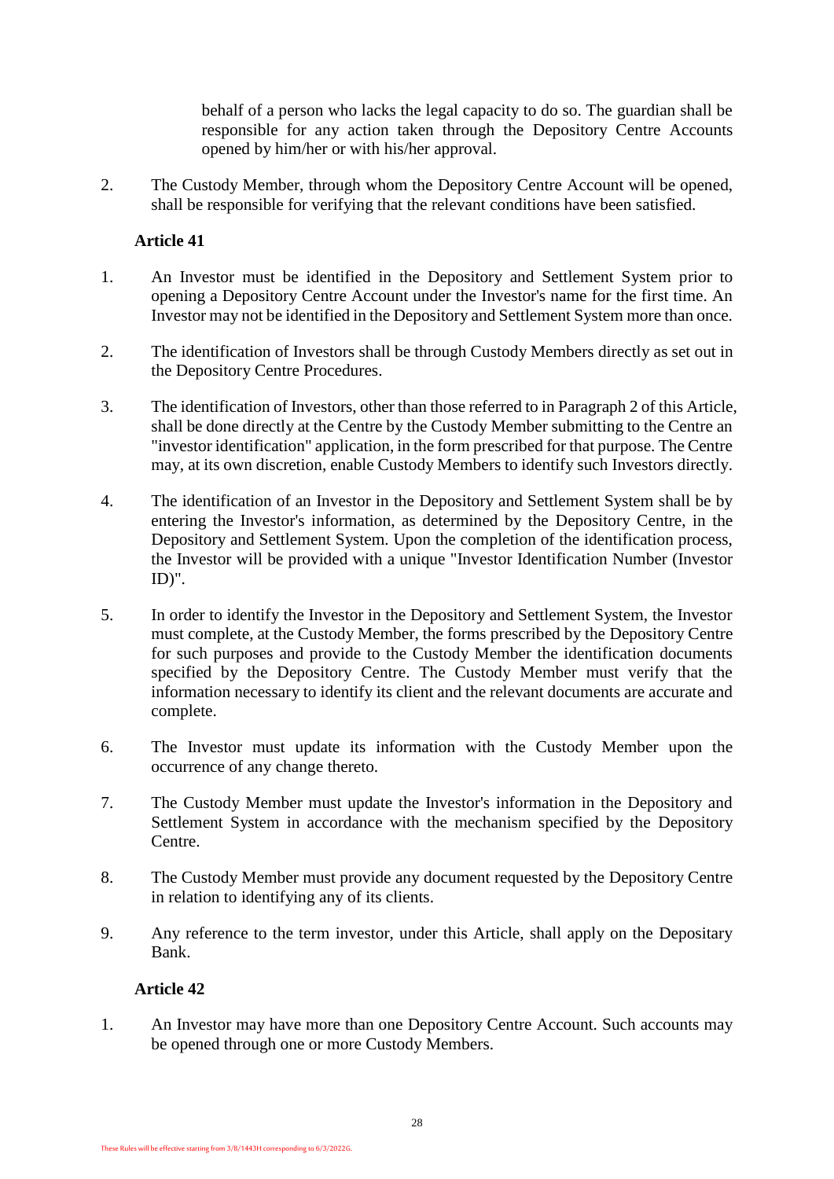behalf of a person who lacks the legal capacity to do so. The guardian shall be responsible for any action taken through the Depository Centre Accounts opened by him/her or with his/her approval.

2. The Custody Member, through whom the Depository Centre Account will be opened, shall be responsible for verifying that the relevant conditions have been satisfied.

**Article 41**

1. An Investor must be identified in the Depository and Settlement System prior to opening a Depository Centre Account under the Investor's name for the first time. An Investor may not be identified in the Depository and Settlement System more than once.

2. The identification of Investors shall be through Custody Members directly as set out in the Depository Centre Procedures.

3. The identification of Investors, other than those referred to in Paragraph 2 of this Article, shall be done directly at the Centre by the Custody Member submitting to the Centre an "investor identification" application, in the form prescribed for that purpose. The Centre may, at its own discretion, enable Custody Members to identify such Investors directly.

4. The identification of an Investor in the Depository and Settlement System shall be by entering the Investor's information, as determined by the Depository Centre, in the Depository and Settlement System. Upon the completion of the identification process, the Investor will be provided with a unique "Investor Identification Number (Investor ID)".

5. In order to identify the Investor in the Depository and Settlement System, the Investor must complete, at the Custody Member, the forms prescribed by the Depository Centre for such purposes and provide to the Custody Member the identification documents specified by the Depository Centre. The Custody Member must verify that the information necessary to identify its client and the relevant documents are accurate and complete.

6. The Investor must update its information with the Custody Member upon the occurrence of any change thereto.

7. The Custody Member must update the Investor's information in the Depository and Settlement System in accordance with the mechanism specified by the Depository Centre.

8. The Custody Member must provide any document requested by the Depository Centre in relation to identifying any of its clients.

9. Any reference to the term investor, under this Article, shall apply on the Depositary Bank.

**Article 42**

1. An Investor may have more than one Depository Centre Account. Such accounts may be opened through one or more Custody Members.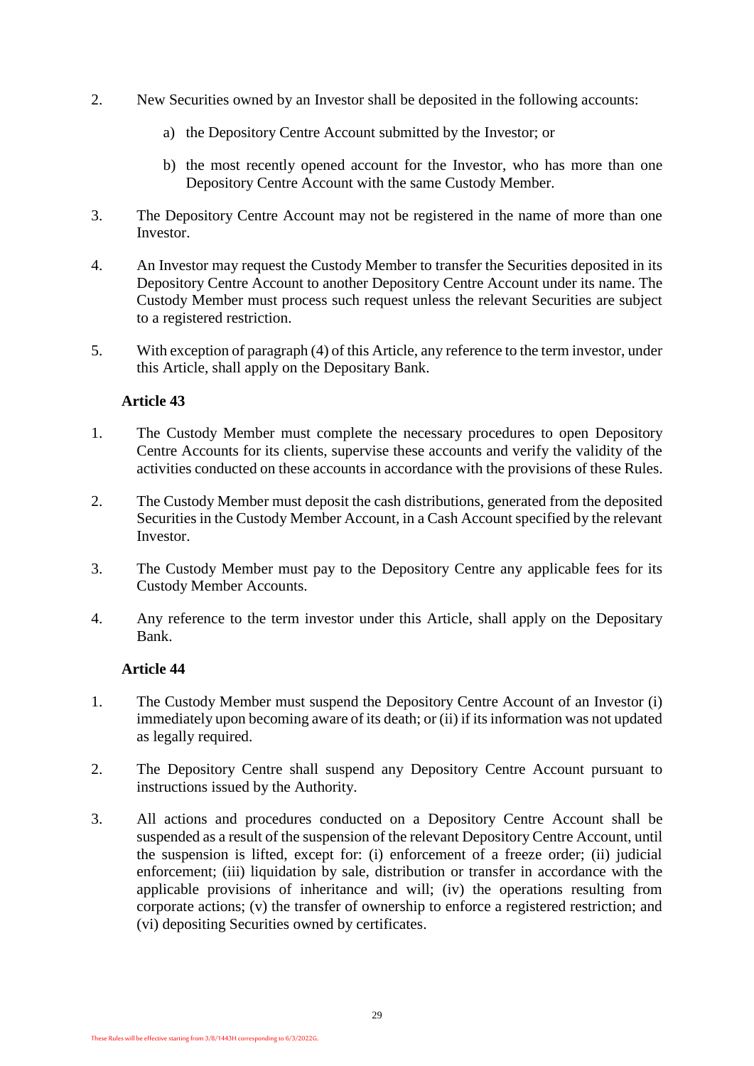2. New Securities owned by an Investor shall be deposited in the following accounts:

   a) the Depository Centre Account submitted by the Investor; or

   b) the most recently opened account for the Investor, who has more than one Depository Centre Account with the same Custody Member.

3. The Depository Centre Account may not be registered in the name of more than one Investor.

4. An Investor may request the Custody Member to transfer the Securities deposited in its Depository Centre Account to another Depository Centre Account under its name. The Custody Member must process such request unless the relevant Securities are subject to a registered restriction.

5. With exception of paragraph (4) of this Article, any reference to the term investor, under this Article, shall apply on the Depositary Bank.

### Article 43

1. The Custody Member must complete the necessary procedures to open Depository Centre Accounts for its clients, supervise these accounts and verify the validity of the activities conducted on these accounts in accordance with the provisions of these Rules.

2. The Custody Member must deposit the cash distributions, generated from the deposited Securities in the Custody Member Account, in a Cash Account specified by the relevant Investor.

3. The Custody Member must pay to the Depository Centre any applicable fees for its Custody Member Accounts.

4. Any reference to the term investor under this Article, shall apply on the Depositary Bank.

### Article 44

1. The Custody Member must suspend the Depository Centre Account of an Investor (i) immediately upon becoming aware of its death; or (ii) if its information was not updated as legally required.

2. The Depository Centre shall suspend any Depository Centre Account pursuant to instructions issued by the Authority.

3. All actions and procedures conducted on a Depository Centre Account shall be suspended as a result of the suspension of the relevant Depository Centre Account, until the suspension is lifted, except for: (i) enforcement of a freeze order; (ii) judicial enforcement; (iii) liquidation by sale, distribution or transfer in accordance with the applicable provisions of inheritance and will; (iv) the operations resulting from corporate actions; (v) the transfer of ownership to enforce a registered restriction; and (vi) depositing Securities owned by certificates.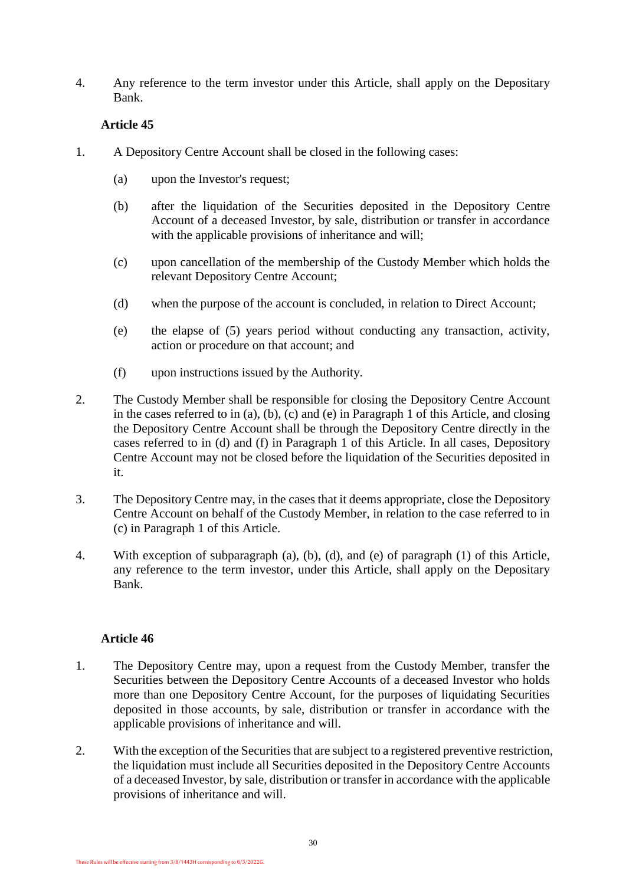4. Any reference to the term investor under this Article, shall apply on the Depositary Bank.

### Article 45

1. A Depository Centre Account shall be closed in the following cases:

   (a) upon the Investor's request;

   (b) after the liquidation of the Securities deposited in the Depository Centre Account of a deceased Investor, by sale, distribution or transfer in accordance with the applicable provisions of inheritance and will;

   (c) upon cancellation of the membership of the Custody Member which holds the relevant Depository Centre Account;

   (d) when the purpose of the account is concluded, in relation to Direct Account;

   (e) the elapse of (5) years period without conducting any transaction, activity, action or procedure on that account; and

   (f) upon instructions issued by the Authority.

2. The Custody Member shall be responsible for closing the Depository Centre Account in the cases referred to in (a), (b), (c) and (e) in Paragraph 1 of this Article, and closing the Depository Centre Account shall be through the Depository Centre directly in the cases referred to in (d) and (f) in Paragraph 1 of this Article. In all cases, Depository Centre Account may not be closed before the liquidation of the Securities deposited in it.

3. The Depository Centre may, in the cases that it deems appropriate, close the Depository Centre Account on behalf of the Custody Member, in relation to the case referred to in (c) in Paragraph 1 of this Article.

4. With exception of subparagraph (a), (b), (d), and (e) of paragraph (1) of this Article, any reference to the term investor, under this Article, shall apply on the Depositary Bank.

### Article 46

1. The Depository Centre may, upon a request from the Custody Member, transfer the Securities between the Depository Centre Accounts of a deceased Investor who holds more than one Depository Centre Account, for the purposes of liquidating Securities deposited in those accounts, by sale, distribution or transfer in accordance with the applicable provisions of inheritance and will.

2. With the exception of the Securities that are subject to a registered preventive restriction, the liquidation must include all Securities deposited in the Depository Centre Accounts of a deceased Investor, by sale, distribution or transfer in accordance with the applicable provisions of inheritance and will.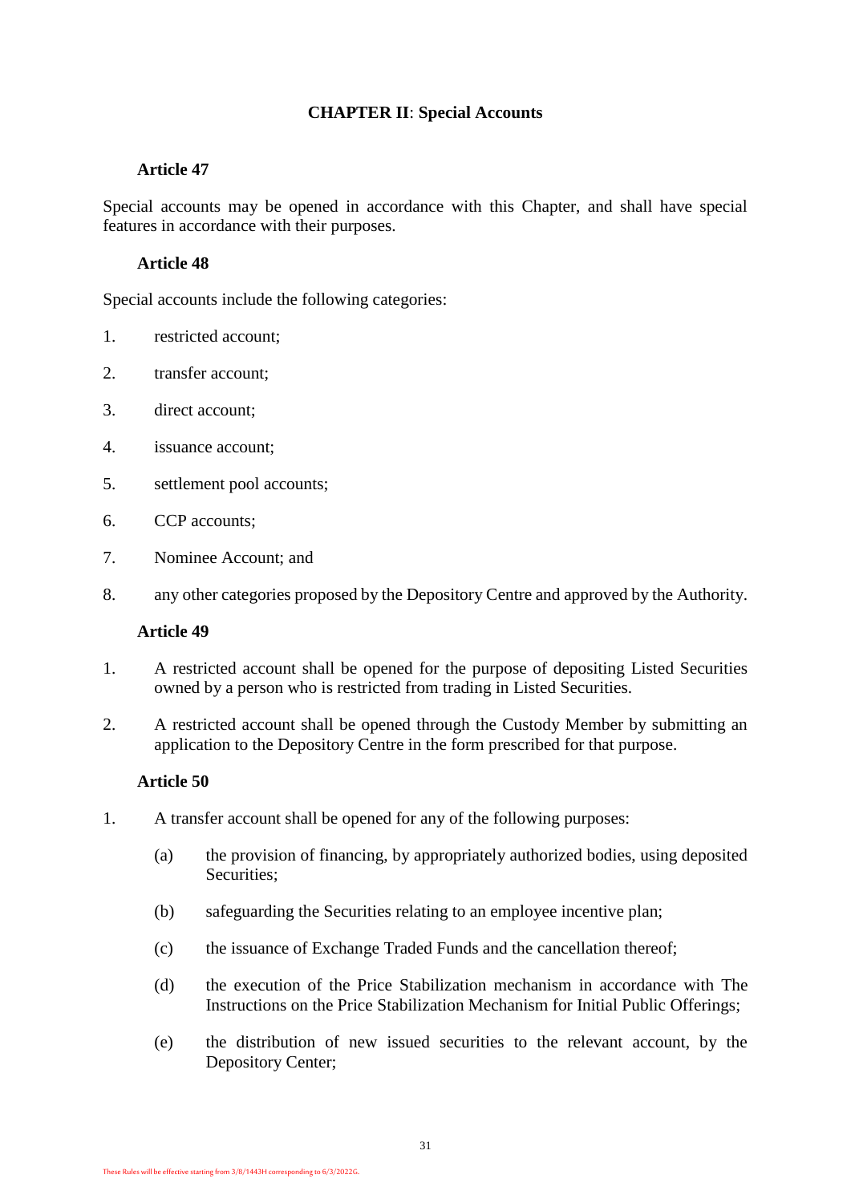## CHAPTER II: Special Accounts

### Article 47

Special accounts may be opened in accordance with this Chapter, and shall have special features in accordance with their purposes.

### Article 48

Special accounts include the following categories:

1. restricted account;
2. transfer account;
3. direct account;
4. issuance account;
5. settlement pool accounts;
6. CCP accounts;
7. Nominee Account; and
8. any other categories proposed by the Depository Centre and approved by the Authority.

### Article 49

1. A restricted account shall be opened for the purpose of depositing Listed Securities owned by a person who is restricted from trading in Listed Securities.
2. A restricted account shall be opened through the Custody Member by submitting an application to the Depository Centre in the form prescribed for that purpose.

### Article 50

1. A transfer account shall be opened for any of the following purposes:
   - (a) the provision of financing, by appropriately authorized bodies, using deposited Securities;
   - (b) safeguarding the Securities relating to an employee incentive plan;
   - (c) the issuance of Exchange Traded Funds and the cancellation thereof;
   - (d) the execution of the Price Stabilization mechanism in accordance with The Instructions on the Price Stabilization Mechanism for Initial Public Offerings;
   - (e) the distribution of new issued securities to the relevant account, by the Depository Center;

These Rules will be effective starting from 3/8/1443H corresponding to 6/3/2022G.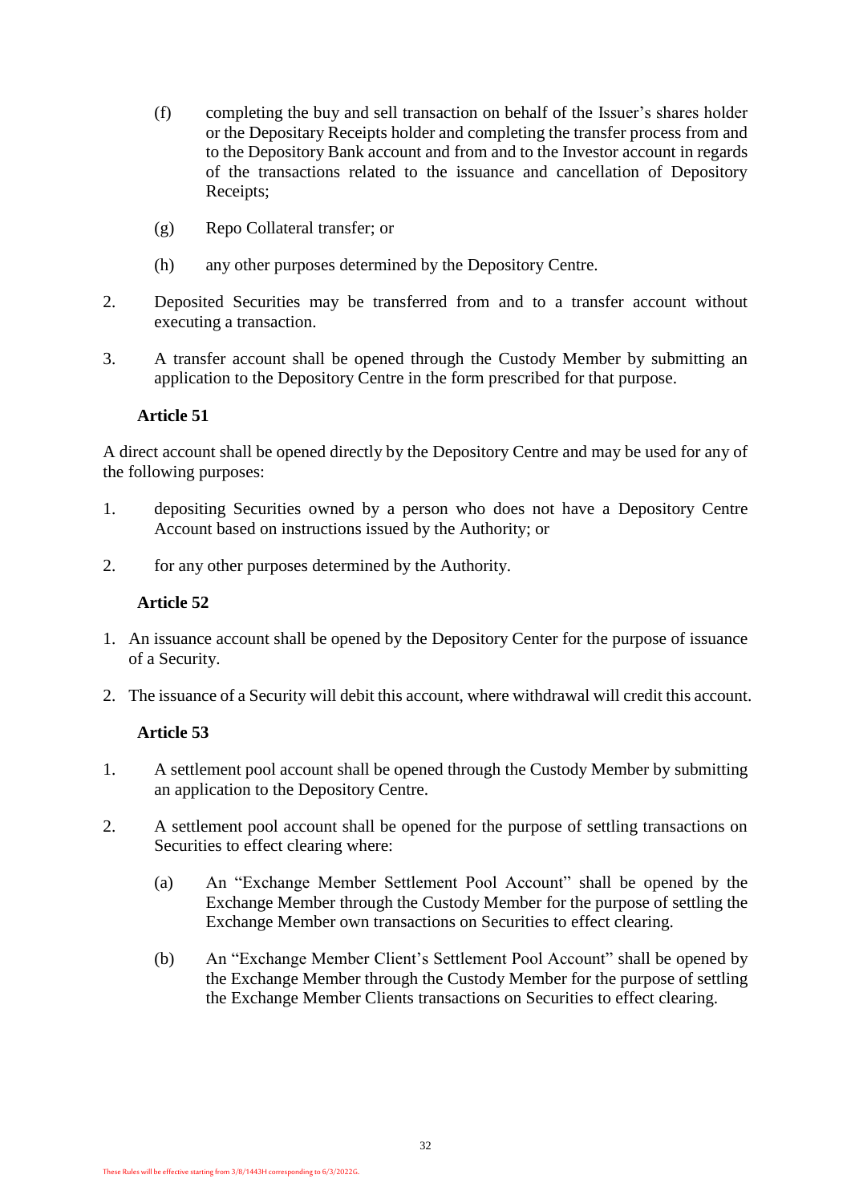(f) completing the buy and sell transaction on behalf of the Issuer's shares holder or the Depositary Receipts holder and completing the transfer process from and to the Depository Bank account and from and to the Investor account in regards of the transactions related to the issuance and cancellation of Depository Receipts;

(g) Repo Collateral transfer; or

(h) any other purposes determined by the Depository Centre.

2. Deposited Securities may be transferred from and to a transfer account without executing a transaction.

3. A transfer account shall be opened through the Custody Member by submitting an application to the Depository Centre in the form prescribed for that purpose.

**Article 51**

A direct account shall be opened directly by the Depository Centre and may be used for any of the following purposes:

1. depositing Securities owned by a person who does not have a Depository Centre Account based on instructions issued by the Authority; or

2. for any other purposes determined by the Authority.

**Article 52**

1. An issuance account shall be opened by the Depository Center for the purpose of issuance of a Security.

2. The issuance of a Security will debit this account, where withdrawal will credit this account.

**Article 53**

1. A settlement pool account shall be opened through the Custody Member by submitting an application to the Depository Centre.

2. A settlement pool account shall be opened for the purpose of settling transactions on Securities to effect clearing where:

   (a) An "Exchange Member Settlement Pool Account" shall be opened by the Exchange Member through the Custody Member for the purpose of settling the Exchange Member own transactions on Securities to effect clearing.

   (b) An "Exchange Member Client's Settlement Pool Account" shall be opened by the Exchange Member through the Custody Member for the purpose of settling the Exchange Member Clients transactions on Securities to effect clearing.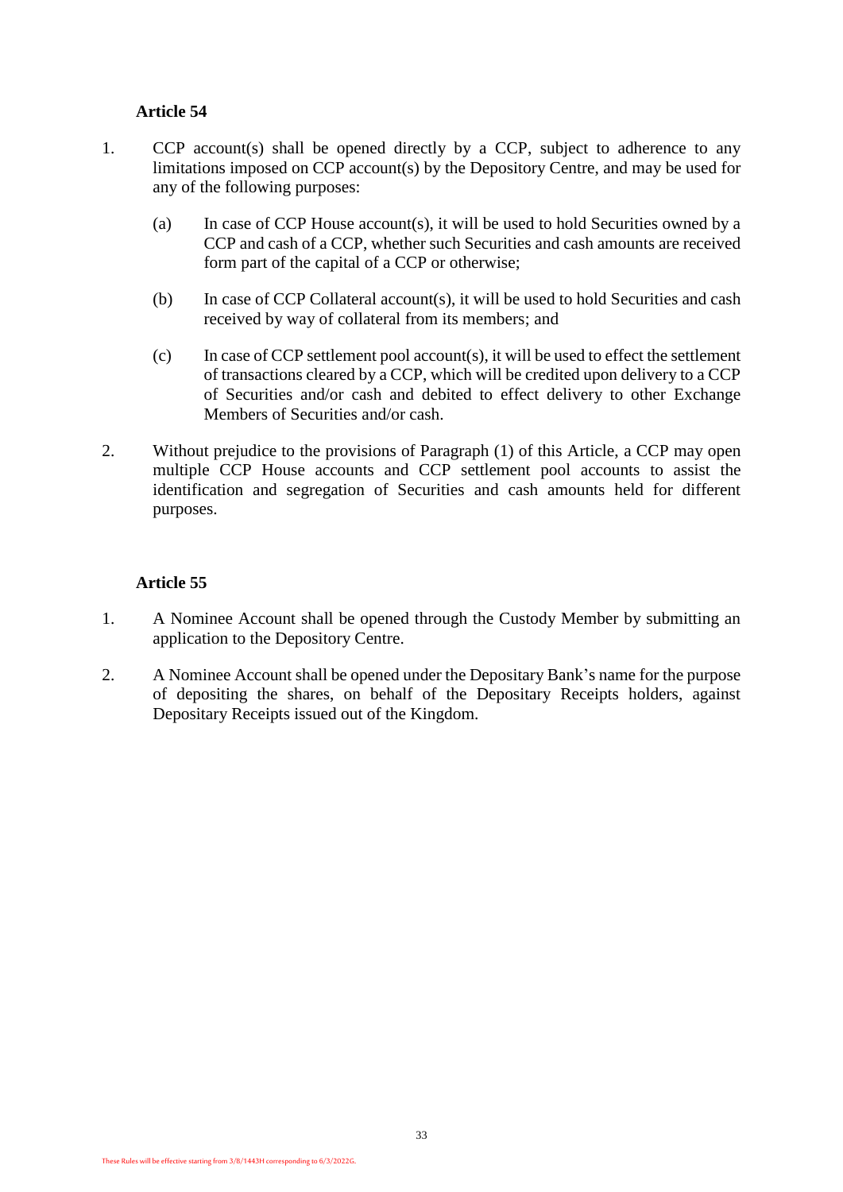### Article 54

1. CCP account(s) shall be opened directly by a CCP, subject to adherence to any limitations imposed on CCP account(s) by the Depository Centre, and may be used for any of the following purposes:

   (a) In case of CCP House account(s), it will be used to hold Securities owned by a CCP and cash of a CCP, whether such Securities and cash amounts are received form part of the capital of a CCP or otherwise;

   (b) In case of CCP Collateral account(s), it will be used to hold Securities and cash received by way of collateral from its members; and

   (c) In case of CCP settlement pool account(s), it will be used to effect the settlement of transactions cleared by a CCP, which will be credited upon delivery to a CCP of Securities and/or cash and debited to effect delivery to other Exchange Members of Securities and/or cash.

2. Without prejudice to the provisions of Paragraph (1) of this Article, a CCP may open multiple CCP House accounts and CCP settlement pool accounts to assist the identification and segregation of Securities and cash amounts held for different purposes.

### Article 55

1. A Nominee Account shall be opened through the Custody Member by submitting an application to the Depository Centre.

2. A Nominee Account shall be opened under the Depositary Bank's name for the purpose of depositing the shares, on behalf of the Depositary Receipts holders, against Depositary Receipts issued out of the Kingdom.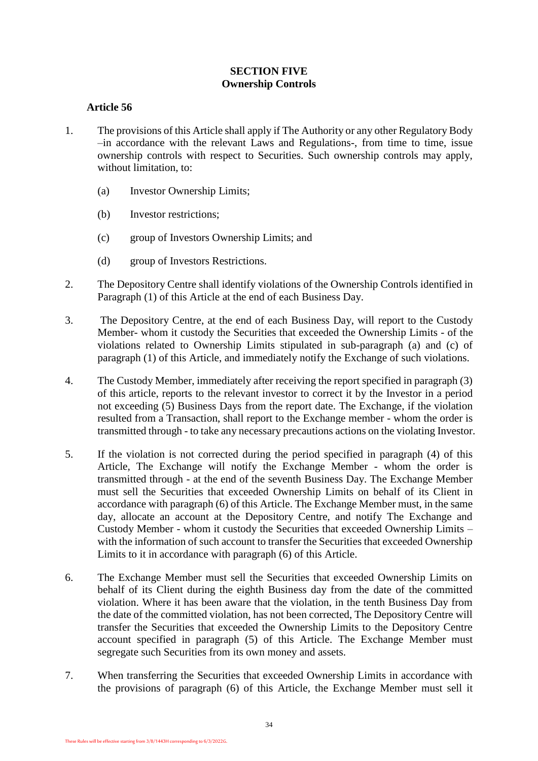**SECTION FIVE**
**Ownership Controls**

**Article 56**

1. The provisions of this Article shall apply if The Authority or any other Regulatory Body –in accordance with the relevant Laws and Regulations-, from time to time, issue ownership controls with respect to Securities. Such ownership controls may apply, without limitation, to:

   (a) Investor Ownership Limits;

   (b) Investor restrictions;

   (c) group of Investors Ownership Limits; and

   (d) group of Investors Restrictions.

2. The Depository Centre shall identify violations of the Ownership Controls identified in Paragraph (1) of this Article at the end of each Business Day.

3. The Depository Centre, at the end of each Business Day, will report to the Custody Member- whom it custody the Securities that exceeded the Ownership Limits - of the violations related to Ownership Limits stipulated in sub-paragraph (a) and (c) of paragraph (1) of this Article, and immediately notify the Exchange of such violations.

4. The Custody Member, immediately after receiving the report specified in paragraph (3) of this article, reports to the relevant investor to correct it by the Investor in a period not exceeding (5) Business Days from the report date. The Exchange, if the violation resulted from a Transaction, shall report to the Exchange member - whom the order is transmitted through - to take any necessary precautions actions on the violating Investor.

5. If the violation is not corrected during the period specified in paragraph (4) of this Article, The Exchange will notify the Exchange Member - whom the order is transmitted through - at the end of the seventh Business Day. The Exchange Member must sell the Securities that exceeded Ownership Limits on behalf of its Client in accordance with paragraph (6) of this Article. The Exchange Member must, in the same day, allocate an account at the Depository Centre, and notify The Exchange and Custody Member - whom it custody the Securities that exceeded Ownership Limits – with the information of such account to transfer the Securities that exceeded Ownership Limits to it in accordance with paragraph (6) of this Article.

6. The Exchange Member must sell the Securities that exceeded Ownership Limits on behalf of its Client during the eighth Business day from the date of the committed violation. Where it has been aware that the violation, in the tenth Business Day from the date of the committed violation, has not been corrected, The Depository Centre will transfer the Securities that exceeded the Ownership Limits to the Depository Centre account specified in paragraph (5) of this Article. The Exchange Member must segregate such Securities from its own money and assets.

7. When transferring the Securities that exceeded Ownership Limits in accordance with the provisions of paragraph (6) of this Article, the Exchange Member must sell it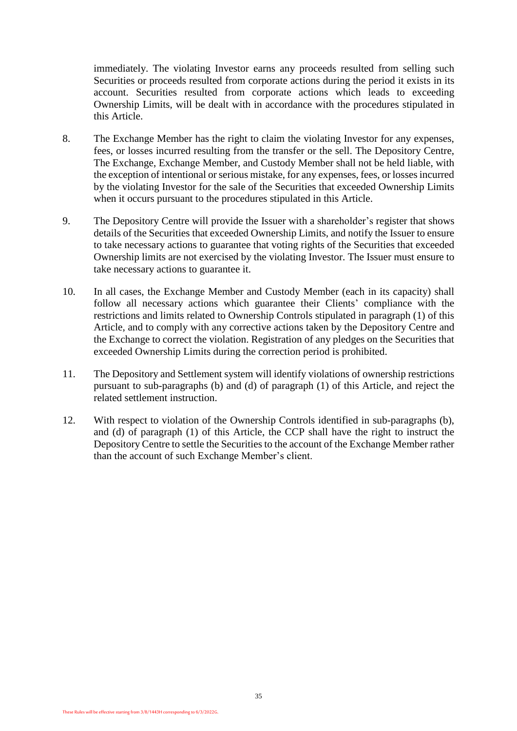immediately. The violating Investor earns any proceeds resulted from selling such Securities or proceeds resulted from corporate actions during the period it exists in its account. Securities resulted from corporate actions which leads to exceeding Ownership Limits, will be dealt with in accordance with the procedures stipulated in this Article.

8. The Exchange Member has the right to claim the violating Investor for any expenses, fees, or losses incurred resulting from the transfer or the sell. The Depository Centre, The Exchange, Exchange Member, and Custody Member shall not be held liable, with the exception of intentional or serious mistake, for any expenses, fees, or losses incurred by the violating Investor for the sale of the Securities that exceeded Ownership Limits when it occurs pursuant to the procedures stipulated in this Article.

9. The Depository Centre will provide the Issuer with a shareholder's register that shows details of the Securities that exceeded Ownership Limits, and notify the Issuer to ensure to take necessary actions to guarantee that voting rights of the Securities that exceeded Ownership limits are not exercised by the violating Investor. The Issuer must ensure to take necessary actions to guarantee it.

10. In all cases, the Exchange Member and Custody Member (each in its capacity) shall follow all necessary actions which guarantee their Clients' compliance with the restrictions and limits related to Ownership Controls stipulated in paragraph (1) of this Article, and to comply with any corrective actions taken by the Depository Centre and the Exchange to correct the violation. Registration of any pledges on the Securities that exceeded Ownership Limits during the correction period is prohibited.

11. The Depository and Settlement system will identify violations of ownership restrictions pursuant to sub-paragraphs (b) and (d) of paragraph (1) of this Article, and reject the related settlement instruction.

12. With respect to violation of the Ownership Controls identified in sub-paragraphs (b), and (d) of paragraph (1) of this Article, the CCP shall have the right to instruct the Depository Centre to settle the Securities to the account of the Exchange Member rather than the account of such Exchange Member's client.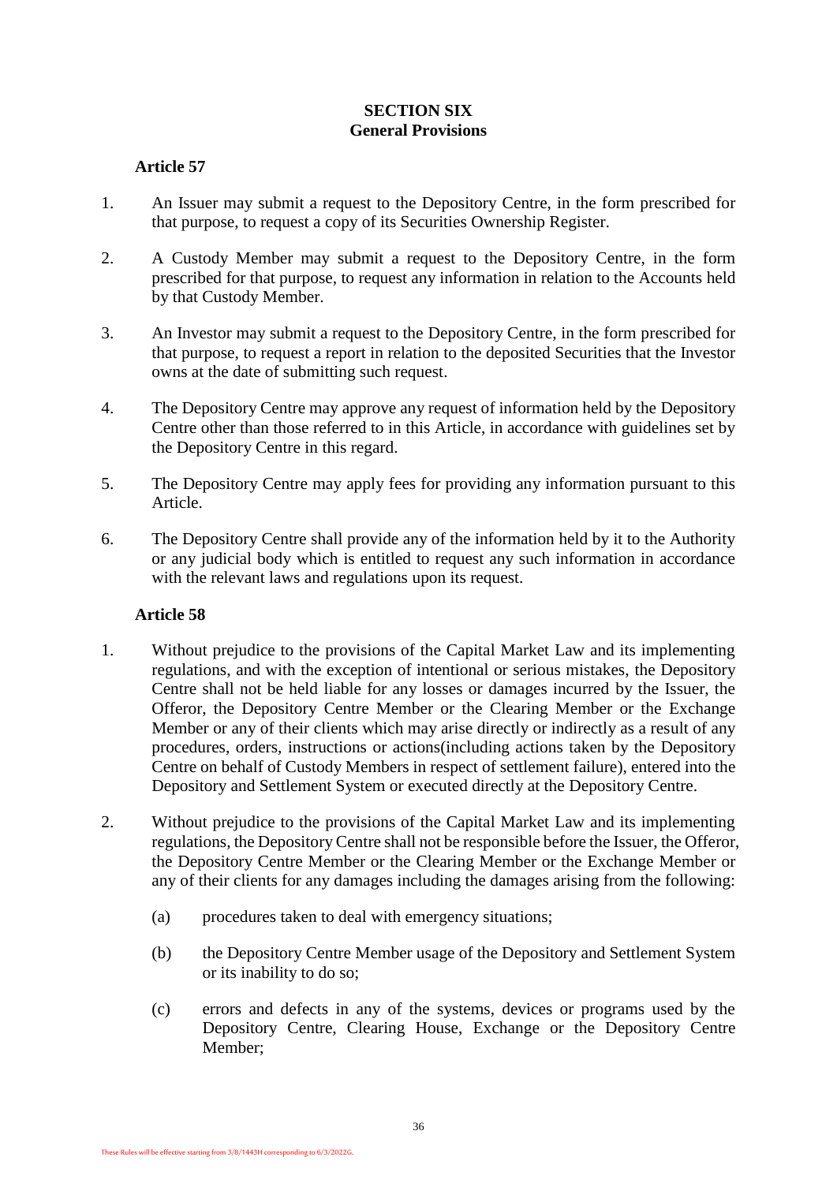## SECTION SIX
## General Provisions

### Article 57

1. An Issuer may submit a request to the Depository Centre, in the form prescribed for that purpose, to request a copy of its Securities Ownership Register.

2. A Custody Member may submit a request to the Depository Centre, in the form prescribed for that purpose, to request any information in relation to the Accounts held by that Custody Member.

3. An Investor may submit a request to the Depository Centre, in the form prescribed for that purpose, to request a report in relation to the deposited Securities that the Investor owns at the date of submitting such request.

4. The Depository Centre may approve any request of information held by the Depository Centre other than those referred to in this Article, in accordance with guidelines set by the Depository Centre in this regard.

5. The Depository Centre may apply fees for providing any information pursuant to this Article.

6. The Depository Centre shall provide any of the information held by it to the Authority or any judicial body which is entitled to request any such information in accordance with the relevant laws and regulations upon its request.

### Article 58

1. Without prejudice to the provisions of the Capital Market Law and its implementing regulations, and with the exception of intentional or serious mistakes, the Depository Centre shall not be held liable for any losses or damages incurred by the Issuer, the Offeror, the Depository Centre Member or the Clearing Member or the Exchange Member or any of their clients which may arise directly or indirectly as a result of any procedures, orders, instructions or actions(including actions taken by the Depository Centre on behalf of Custody Members in respect of settlement failure), entered into the Depository and Settlement System or executed directly at the Depository Centre.

2. Without prejudice to the provisions of the Capital Market Law and its implementing regulations, the Depository Centre shall not be responsible before the Issuer, the Offeror, the Depository Centre Member or the Clearing Member or the Exchange Member or any of their clients for any damages including the damages arising from the following:

   (a) procedures taken to deal with emergency situations;

   (b) the Depository Centre Member usage of the Depository and Settlement System or its inability to do so;

   (c) errors and defects in any of the systems, devices or programs used by the Depository Centre, Clearing House, Exchange or the Depository Centre Member;

These Rules will be effective starting from 3/8/1443H corresponding to 6/3/2022G.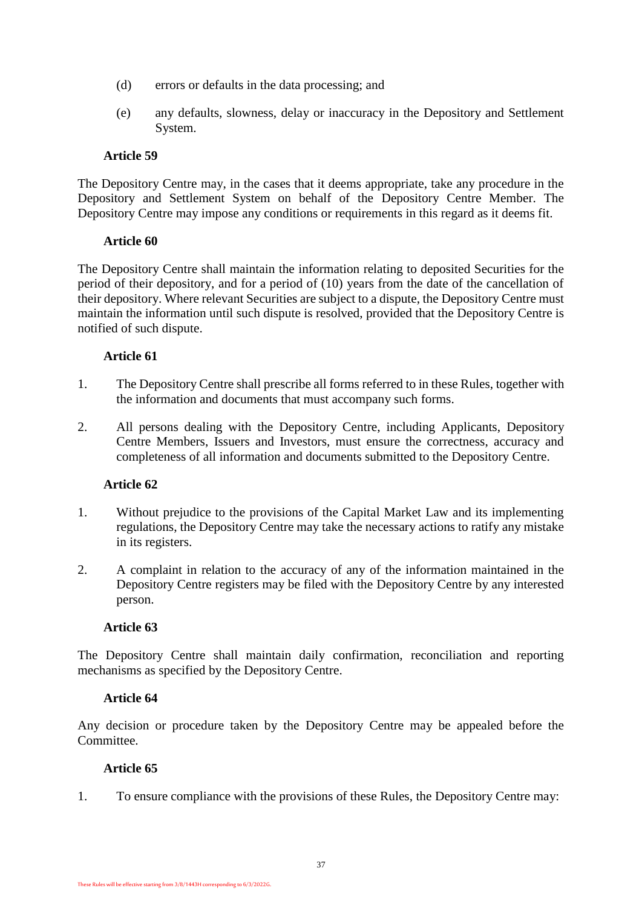(d) errors or defaults in the data processing; and

(e) any defaults, slowness, delay or inaccuracy in the Depository and Settlement System.

**Article 59**

The Depository Centre may, in the cases that it deems appropriate, take any procedure in the Depository and Settlement System on behalf of the Depository Centre Member. The Depository Centre may impose any conditions or requirements in this regard as it deems fit.

**Article 60**

The Depository Centre shall maintain the information relating to deposited Securities for the period of their depository, and for a period of (10) years from the date of the cancellation of their depository. Where relevant Securities are subject to a dispute, the Depository Centre must maintain the information until such dispute is resolved, provided that the Depository Centre is notified of such dispute.

**Article 61**

1. The Depository Centre shall prescribe all forms referred to in these Rules, together with the information and documents that must accompany such forms.

2. All persons dealing with the Depository Centre, including Applicants, Depository Centre Members, Issuers and Investors, must ensure the correctness, accuracy and completeness of all information and documents submitted to the Depository Centre.

**Article 62**

1. Without prejudice to the provisions of the Capital Market Law and its implementing regulations, the Depository Centre may take the necessary actions to ratify any mistake in its registers.

2. A complaint in relation to the accuracy of any of the information maintained in the Depository Centre registers may be filed with the Depository Centre by any interested person.

**Article 63**

The Depository Centre shall maintain daily confirmation, reconciliation and reporting mechanisms as specified by the Depository Centre.

**Article 64**

Any decision or procedure taken by the Depository Centre may be appealed before the Committee.

**Article 65**

1. To ensure compliance with the provisions of these Rules, the Depository Centre may: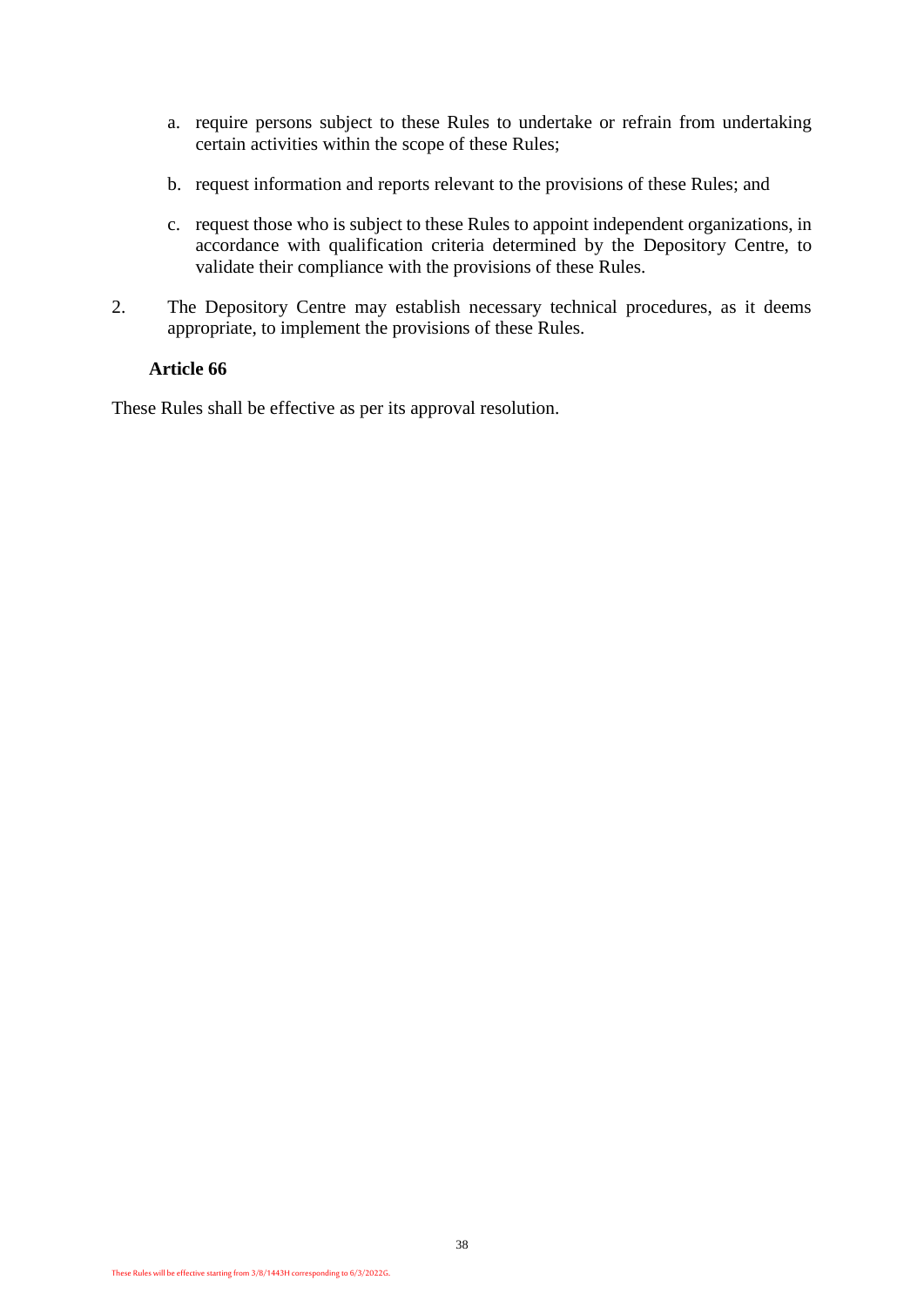a. require persons subject to these Rules to undertake or refrain from undertaking certain activities within the scope of these Rules;

b. request information and reports relevant to the provisions of these Rules; and

c. request those who is subject to these Rules to appoint independent organizations, in accordance with qualification criteria determined by the Depository Centre, to validate their compliance with the provisions of these Rules.

2. The Depository Centre may establish necessary technical procedures, as it deems appropriate, to implement the provisions of these Rules.

**Article 66**

These Rules shall be effective as per its approval resolution.